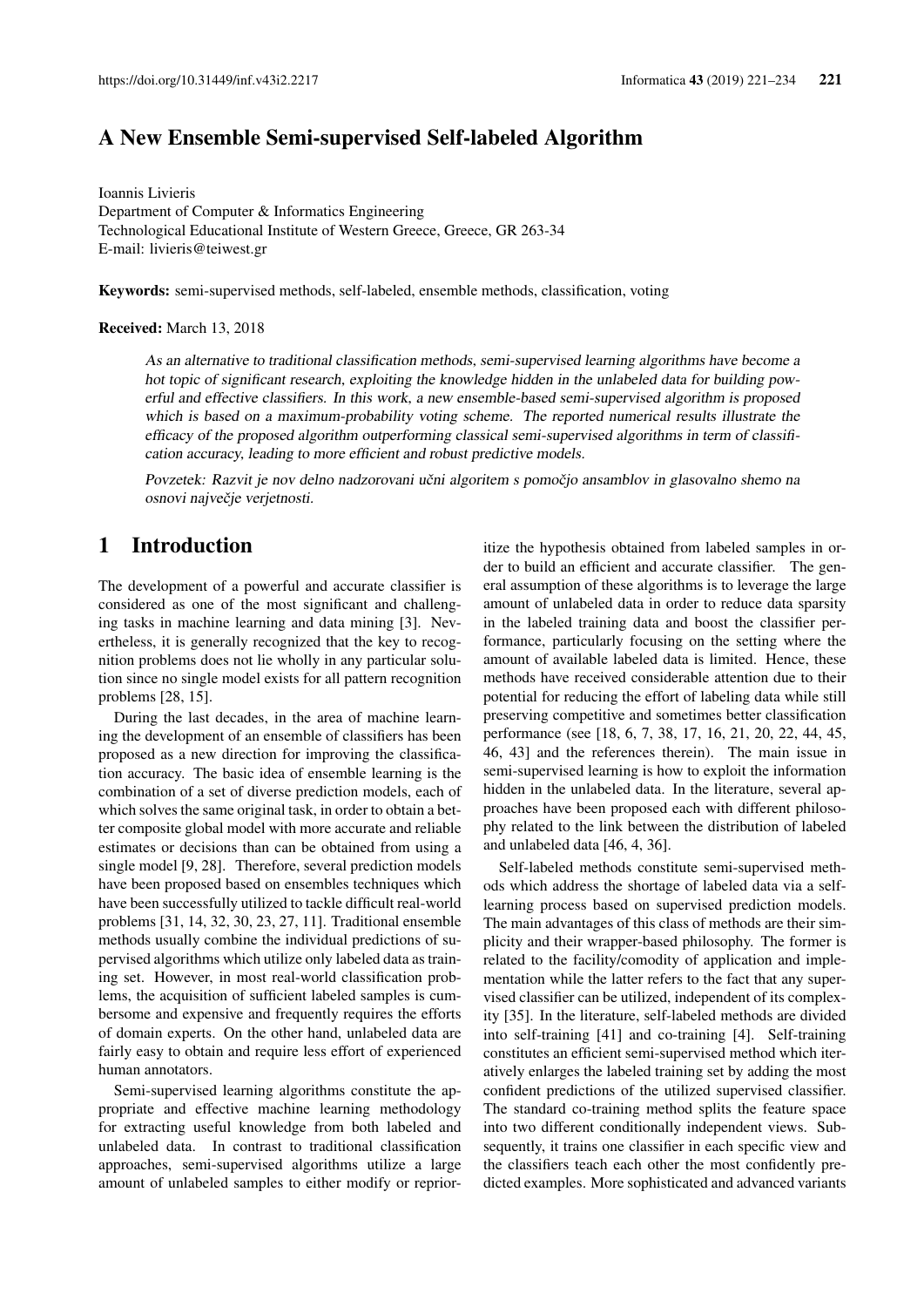# A New Ensemble Semi-supervised Self-labeled Algorithm

Ioannis Livieris
Department of Computer & Informatics Engineering
Technological Educational Institute of Western Greece, Greece, GR 263-34
E-mail: livieris@teiwest.gr

**Keywords:** semi-supervised methods, self-labeled, ensemble methods, classification, voting

**Received:** March 13, 2018

*As an alternative to traditional classification methods, semi-supervised learning algorithms have become a hot topic of significant research, exploiting the knowledge hidden in the unlabeled data for building powerful and effective classifiers. In this work, a new ensemble-based semi-supervised algorithm is proposed which is based on a maximum-probability voting scheme. The reported numerical results illustrate the efficacy of the proposed algorithm outperforming classical semi-supervised algorithms in term of classification accuracy, leading to more efficient and robust predictive models.*

*Povzetek: Razvit je nov delno nadzorovani učni algoritem s pomočjo ansamblov in glasovalno shemo na osnovi največje verjetnosti.*

## 1 Introduction

The development of a powerful and accurate classifier is considered as one of the most significant and challenging tasks in machine learning and data mining [3]. Nevertheless, it is generally recognized that the key to recognition problems does not lie wholly in any particular solution since no single model exists for all pattern recognition problems [28, 15].

During the last decades, in the area of machine learning the development of an ensemble of classifiers has been proposed as a new direction for improving the classification accuracy. The basic idea of ensemble learning is the combination of a set of diverse prediction models, each of which solves the same original task, in order to obtain a better composite global model with more accurate and reliable estimates or decisions than can be obtained from using a single model [9, 28]. Therefore, several prediction models have been proposed based on ensembles techniques which have been successfully utilized to tackle difficult real-world problems [31, 14, 32, 30, 23, 27, 11]. Traditional ensemble methods usually combine the individual predictions of supervised algorithms which utilize only labeled data as training set. However, in most real-world classification problems, the acquisition of sufficient labeled samples is cumbersome and expensive and frequently requires the efforts of domain experts. On the other hand, unlabeled data are fairly easy to obtain and require less effort of experienced human annotators.

Semi-supervised learning algorithms constitute the appropriate and effective machine learning methodology for extracting useful knowledge from both labeled and unlabeled data. In contrast to traditional classification approaches, semi-supervised algorithms utilize a large amount of unlabeled samples to either modify or reprioritize the hypothesis obtained from labeled samples in order to build an efficient and accurate classifier. The general assumption of these algorithms is to leverage the large amount of unlabeled data in order to reduce data sparsity in the labeled training data and boost the classifier performance, particularly focusing on the setting where the amount of available labeled data is limited. Hence, these methods have received considerable attention due to their potential for reducing the effort of labeling data while still preserving competitive and sometimes better classification performance (see [18, 6, 7, 38, 17, 16, 21, 20, 22, 44, 45, 46, 43] and the references therein). The main issue in semi-supervised learning is how to exploit the information hidden in the unlabeled data. In the literature, several approaches have been proposed each with different philosophy related to the link between the distribution of labeled and unlabeled data [46, 4, 36].

Self-labeled methods constitute semi-supervised methods which address the shortage of labeled data via a self-learning process based on supervised prediction models. The main advantages of this class of methods are their simplicity and their wrapper-based philosophy. The former is related to the facility/comodity of application and implementation while the latter refers to the fact that any supervised classifier can be utilized, independent of its complexity [35]. In the literature, self-labeled methods are divided into self-training [41] and co-training [4]. Self-training constitutes an efficient semi-supervised method which iteratively enlarges the labeled training set by adding the most confident predictions of the utilized supervised classifier. The standard co-training method splits the feature space into two different conditionally independent views. Subsequently, it trains one classifier in each specific view and the classifiers teach each other the most confidently predicted examples. More sophisticated and advanced variants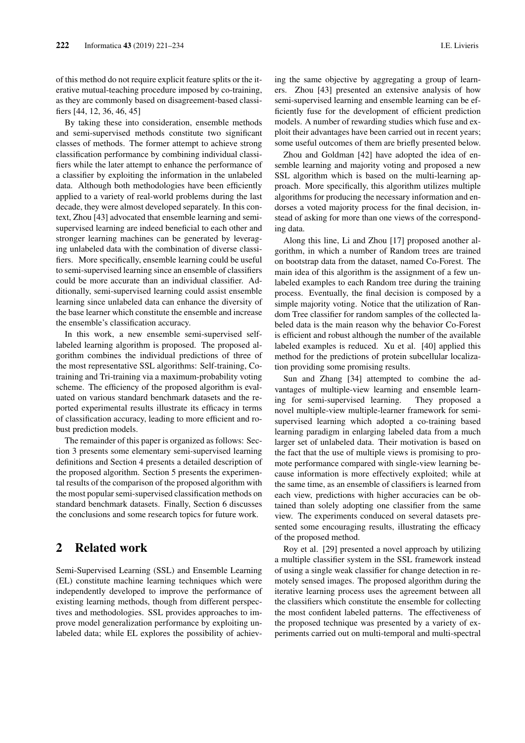of this method do not require explicit feature splits or the iterative mutual-teaching procedure imposed by co-training, as they are commonly based on disagreement-based classifiers [44, 12, 36, 46, 45]

By taking these into consideration, ensemble methods and semi-supervised methods constitute two significant classes of methods. The former attempt to achieve strong classification performance by combining individual classifiers while the later attempt to enhance the performance of a classifier by exploiting the information in the unlabeled data. Although both methodologies have been efficiently applied to a variety of real-world problems during the last decade, they were almost developed separately. In this context, Zhou [43] advocated that ensemble learning and semi-supervised learning are indeed beneficial to each other and stronger learning machines can be generated by leveraging unlabeled data with the combination of diverse classifiers. More specifically, ensemble learning could be useful to semi-supervised learning since an ensemble of classifiers could be more accurate than an individual classifier. Additionally, semi-supervised learning could assist ensemble learning since unlabeled data can enhance the diversity of the base learner which constitute the ensemble and increase the ensemble's classification accuracy.

In this work, a new ensemble semi-supervised self-labeled learning algorithm is proposed. The proposed algorithm combines the individual predictions of three of the most representative SSL algorithms: Self-training, Co-training and Tri-training via a maximum-probability voting scheme. The efficiency of the proposed algorithm is evaluated on various standard benchmark datasets and the reported experimental results illustrate its efficacy in terms of classification accuracy, leading to more efficient and robust prediction models.

The remainder of this paper is organized as follows: Section 3 presents some elementary semi-supervised learning definitions and Section 4 presents a detailed description of the proposed algorithm. Section 5 presents the experimental results of the comparison of the proposed algorithm with the most popular semi-supervised classification methods on standard benchmark datasets. Finally, Section 6 discusses the conclusions and some research topics for future work.

## 2 Related work

Semi-Supervised Learning (SSL) and Ensemble Learning (EL) constitute machine learning techniques which were independently developed to improve the performance of existing learning methods, though from different perspectives and methodologies. SSL provides approaches to improve model generalization performance by exploiting unlabeled data; while EL explores the possibility of achieving the same objective by aggregating a group of learners. Zhou [43] presented an extensive analysis of how semi-supervised learning and ensemble learning can be efficiently fuse for the development of efficient prediction models. A number of rewarding studies which fuse and exploit their advantages have been carried out in recent years; some useful outcomes of them are briefly presented below.

Zhou and Goldman [42] have adopted the idea of ensemble learning and majority voting and proposed a new SSL algorithm which is based on the multi-learning approach. More specifically, this algorithm utilizes multiple algorithms for producing the necessary information and endorses a voted majority process for the final decision, instead of asking for more than one views of the corresponding data.

Along this line, Li and Zhou [17] proposed another algorithm, in which a number of Random trees are trained on bootstrap data from the dataset, named Co-Forest. The main idea of this algorithm is the assignment of a few unlabeled examples to each Random tree during the training process. Eventually, the final decision is composed by a simple majority voting. Notice that the utilization of Random Tree classifier for random samples of the collected labeled data is the main reason why the behavior Co-Forest is efficient and robust although the number of the available labeled examples is reduced. Xu et al. [40] applied this method for the predictions of protein subcellular localization providing some promising results.

Sun and Zhang [34] attempted to combine the advantages of multiple-view learning and ensemble learning for semi-supervised learning. They proposed a novel multiple-view multiple-learner framework for semi-supervised learning which adopted a co-training based learning paradigm in enlarging labeled data from a much larger set of unlabeled data. Their motivation is based on the fact that the use of multiple views is promising to promote performance compared with single-view learning because information is more effectively exploited; while at the same time, as an ensemble of classifiers is learned from each view, predictions with higher accuracies can be obtained than solely adopting one classifier from the same view. The experiments conduced on several datasets presented some encouraging results, illustrating the efficacy of the proposed method.

Roy et al. [29] presented a novel approach by utilizing a multiple classifier system in the SSL framework instead of using a single weak classifier for change detection in remotely sensed images. The proposed algorithm during the iterative learning process uses the agreement between all the classifiers which constitute the ensemble for collecting the most confident labeled patterns. The effectiveness of the proposed technique was presented by a variety of experiments carried out on multi-temporal and multi-spectral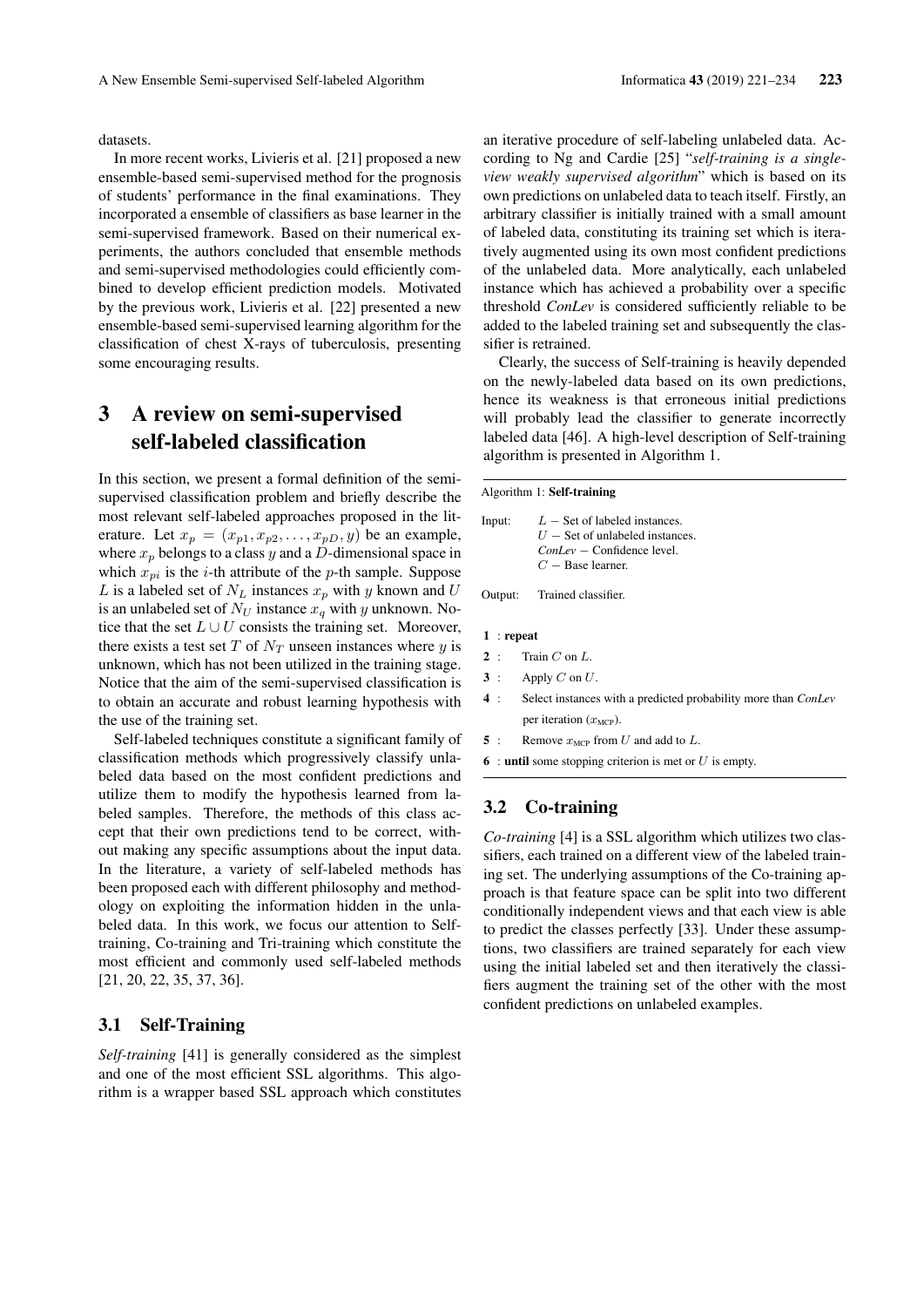datasets.

In more recent works, Livieris et al. [21] proposed a new ensemble-based semi-supervised method for the prognosis of students' performance in the final examinations. They incorporated a ensemble of classifiers as base learner in the semi-supervised framework. Based on their numerical experiments, the authors concluded that ensemble methods and semi-supervised methodologies could efficiently combined to develop efficient prediction models. Motivated by the previous work, Livieris et al. [22] presented a new ensemble-based semi-supervised learning algorithm for the classification of chest X-rays of tuberculosis, presenting some encouraging results.

# 3 A review on semi-supervised self-labeled classification

In this section, we present a formal definition of the semi-supervised classification problem and briefly describe the most relevant self-labeled approaches proposed in the literature. Let $x_p = (x_{p1}, x_{p2}, \ldots, x_{pD}, y)$ be an example, where $x_p$ belongs to a class $y$ and a $D$-dimensional space in which $x_{pi}$ is the $i$-th attribute of the $p$-th sample. Suppose $L$ is a labeled set of $N_L$ instances $x_p$ with $y$ known and $U$ is an unlabeled set of $N_U$ instance $x_q$ with $y$ unknown. Notice that the set $L \cup U$ consists the training set. Moreover, there exists a test set $T$ of $N_T$ unseen instances where $y$ is unknown, which has not been utilized in the training stage. Notice that the aim of the semi-supervised classification is to obtain an accurate and robust learning hypothesis with the use of the training set.

Self-labeled techniques constitute a significant family of classification methods which progressively classify unlabeled data based on the most confident predictions and utilize them to modify the hypothesis learned from labeled samples. Therefore, the methods of this class accept that their own predictions tend to be correct, without making any specific assumptions about the input data. In the literature, a variety of self-labeled methods has been proposed each with different philosophy and methodology on exploiting the information hidden in the unlabeled data. In this work, we focus our attention to Self-training, Co-training and Tri-training which constitute the most efficient and commonly used self-labeled methods [21, 20, 22, 35, 37, 36].

## 3.1 Self-Training

*Self-training* [41] is generally considered as the simplest and one of the most efficient SSL algorithms. This algorithm is a wrapper based SSL approach which constitutes an iterative procedure of self-labeling unlabeled data. According to Ng and Cardie [25] "*self-training is a single-view weakly supervised algorithm*" which is based on its own predictions on unlabeled data to teach itself. Firstly, an arbitrary classifier is initially trained with a small amount of labeled data, constituting its training set which is iteratively augmented using its own most confident predictions of the unlabeled data. More analytically, each unlabeled instance which has achieved a probability over a specific threshold *ConLev* is considered sufficiently reliable to be added to the labeled training set and subsequently the classifier is retrained.

Clearly, the success of Self-training is heavily depended on the newly-labeled data based on its own predictions, hence its weakness is that erroneous initial predictions will probably lead the classifier to generate incorrectly labeled data [46]. A high-level description of Self-training algorithm is presented in Algorithm 1.

Algorithm 1: **Self-training**

Input: $L$ − Set of labeled instances.
$U$ − Set of unlabeled instances.
*ConLev* − Confidence level.
$C$ − Base learner.

Output: Trained classifier.

**1** : **repeat**
**2** : Train $C$ on $L$.
**3** : Apply $C$ on $U$.
**4** : Select instances with a predicted probability more than *ConLev* per iteration ($x_{\text{MCP}}$).
**5** : Remove $x_{\text{MCP}}$ from $U$ and add to $L$.
**6** : **until** some stopping criterion is met or $U$ is empty.

## 3.2 Co-training

*Co-training* [4] is a SSL algorithm which utilizes two classifiers, each trained on a different view of the labeled training set. The underlying assumptions of the Co-training approach is that feature space can be split into two different conditionally independent views and that each view is able to predict the classes perfectly [33]. Under these assumptions, two classifiers are trained separately for each view using the initial labeled set and then iteratively the classifiers augment the training set of the other with the most confident predictions on unlabeled examples.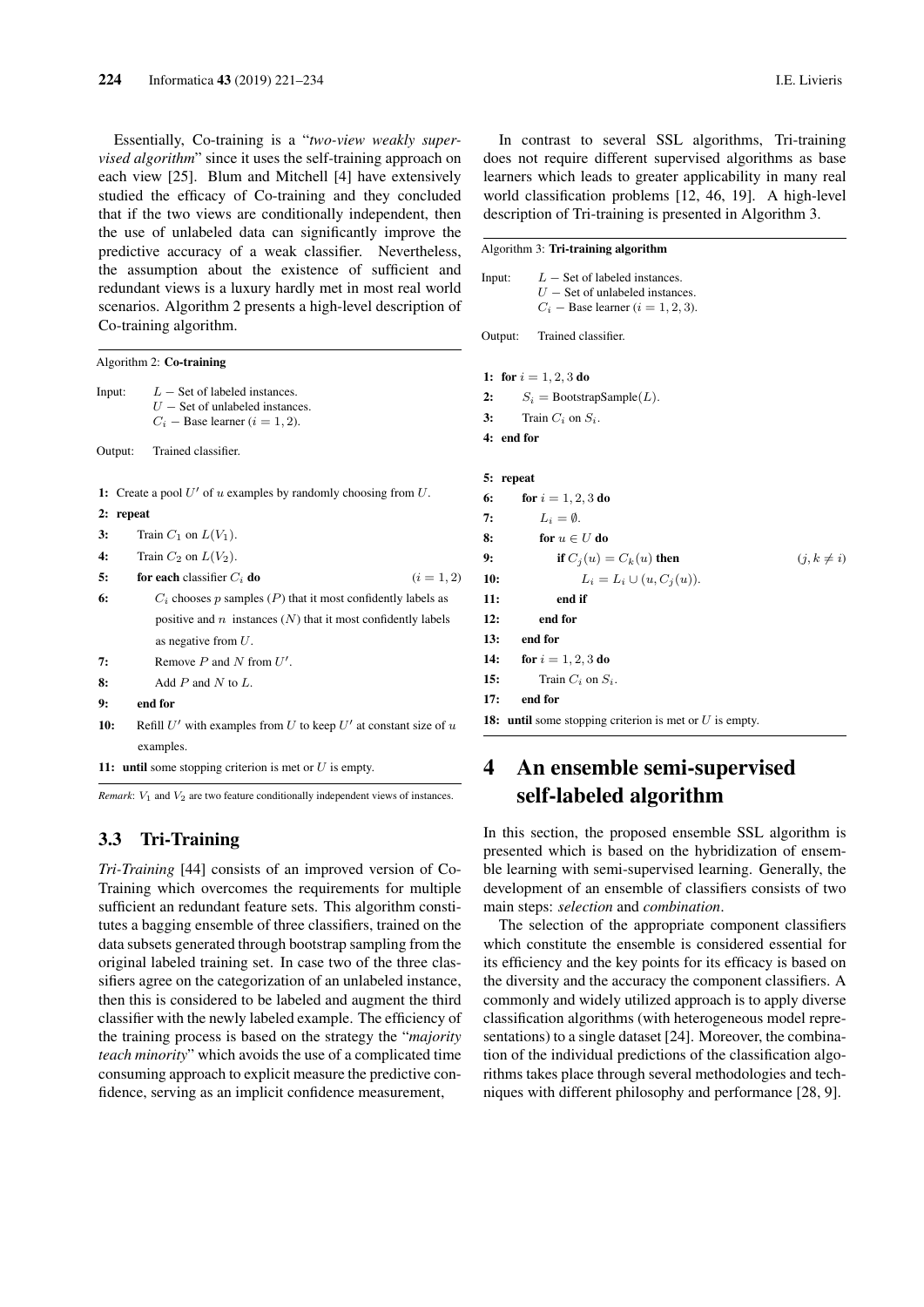Essentially, Co-training is a "*two-view weakly supervised algorithm*" since it uses the self-training approach on each view [25]. Blum and Mitchell [4] have extensively studied the efficacy of Co-training and they concluded that if the two views are conditionally independent, then the use of unlabeled data can significantly improve the predictive accuracy of a weak classifier. Nevertheless, the assumption about the existence of sufficient and redundant views is a luxury hardly met in most real world scenarios. Algorithm 2 presents a high-level description of Co-training algorithm.

---

Algorithm 2: **Co-training**

Input: $L$ − Set of labeled instances.
$U$ − Set of unlabeled instances.
$C_i$ − Base learner ($i = 1, 2$).

Output: Trained classifier.

**1:** Create a pool $U'$ of $u$ examples by randomly choosing from $U$.
**2:** **repeat**
**3:** Train $C_1$ on $L(V_1)$.
**4:** Train $C_2$ on $L(V_2)$.
**5:** **for each** classifier $C_i$ **do** $(i = 1, 2)$
**6:** $C_i$ chooses $p$ samples ($P$) that it most confidently labels as positive and $n$ instances ($N$) that it most confidently labels as negative from $U$.
**7:** Remove $P$ and $N$ from $U'$.
**8:** Add $P$ and $N$ to $L$.
**9:** **end for**
**10:** Refill $U'$ with examples from $U$ to keep $U'$ at constant size of $u$ examples.
**11:** **until** some stopping criterion is met or $U$ is empty.

*Remark*: $V_1$ and $V_2$ are two feature conditionally independent views of instances.

---

### 3.3 Tri-Training

*Tri-Training* [44] consists of an improved version of Co-Training which overcomes the requirements for multiple sufficient an redundant feature sets. This algorithm constitutes a bagging ensemble of three classifiers, trained on the data subsets generated through bootstrap sampling from the original labeled training set. In case two of the three classifiers agree on the categorization of an unlabeled instance, then this is considered to be labeled and augment the third classifier with the newly labeled example. The efficiency of the training process is based on the strategy the "*majority teach minority*" which avoids the use of a complicated time consuming approach to explicit measure the predictive confidence, serving as an implicit confidence measurement,

In contrast to several SSL algorithms, Tri-training does not require different supervised algorithms as base learners which leads to greater applicability in many real world classification problems [12, 46, 19]. A high-level description of Tri-training is presented in Algorithm 3.

---

Algorithm 3: **Tri-training algorithm**

Input: $L$ − Set of labeled instances.
$U$ − Set of unlabeled instances.
$C_i$ − Base learner ($i = 1, 2, 3$).

Output: Trained classifier.

**1:** **for** $i = 1, 2, 3$ **do**
**2:** $S_i$ = BootstrapSample($L$).
**3:** Train $C_i$ on $S_i$.
**4:** **end for**

**5:** **repeat**
**6:** **for** $i = 1, 2, 3$ **do**
**7:** $L_i = \emptyset$.
**8:** **for** $u \in U$ **do**
**9:** **if** $C_j(u) = C_k(u)$ **then** $(j, k \neq i)$
**10:** $L_i = L_i \cup (u, C_j(u))$.
**11:** **end if**
**12:** **end for**
**13:** **end for**
**14:** **for** $i = 1, 2, 3$ **do**
**15:** Train $C_i$ on $S_i$.
**17:** **end for**
**18:** **until** some stopping criterion is met or $U$ is empty.

---

## 4 An ensemble semi-supervised self-labeled algorithm

In this section, the proposed ensemble SSL algorithm is presented which is based on the hybridization of ensemble learning with semi-supervised learning. Generally, the development of an ensemble of classifiers consists of two main steps: *selection* and *combination*.

The selection of the appropriate component classifiers which constitute the ensemble is considered essential for its efficiency and the key points for its efficacy is based on the diversity and the accuracy the component classifiers. A commonly and widely utilized approach is to apply diverse classification algorithms (with heterogeneous model representations) to a single dataset [24]. Moreover, the combination of the individual predictions of the classification algorithms takes place through several methodologies and techniques with different philosophy and performance [28, 9].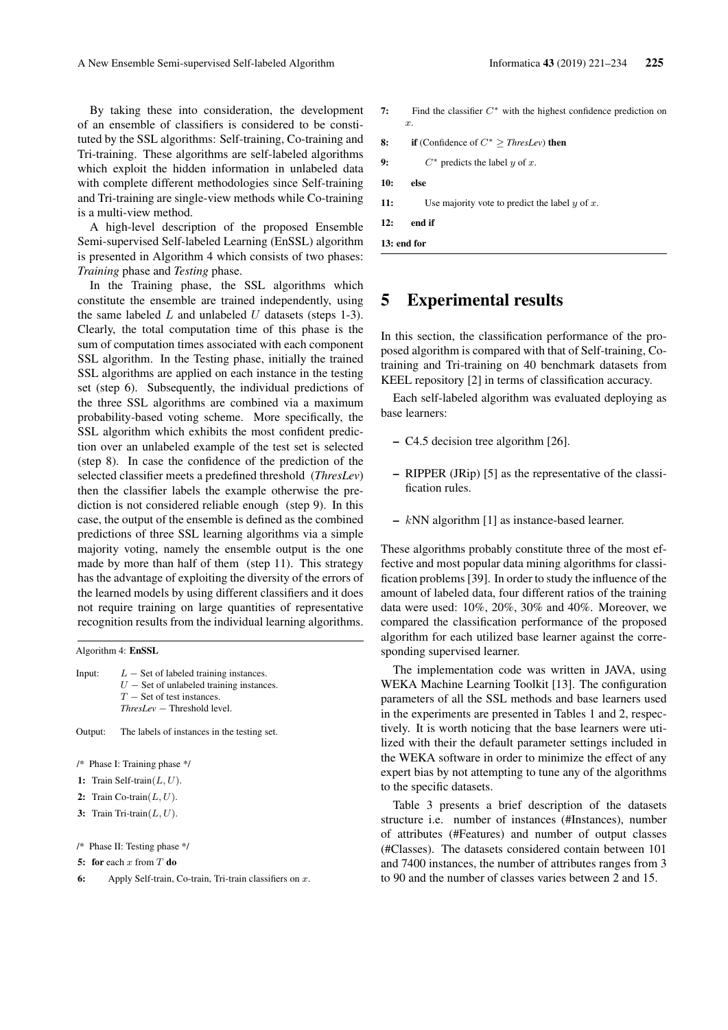By taking these into consideration, the development of an ensemble of classifiers is considered to be constituted by the SSL algorithms: Self-training, Co-training and Tri-training. These algorithms are self-labeled algorithms which exploit the hidden information in unlabeled data with complete different methodologies since Self-training and Tri-training are single-view methods while Co-training is a multi-view method.

A high-level description of the proposed Ensemble Semi-supervised Self-labeled Learning (EnSSL) algorithm is presented in Algorithm 4 which consists of two phases: *Training* phase and *Testing* phase.

In the Training phase, the SSL algorithms which constitute the ensemble are trained independently, using the same labeled $L$ and unlabeled $U$ datasets (steps 1-3). Clearly, the total computation time of this phase is the sum of computation times associated with each component SSL algorithm. In the Testing phase, initially the trained SSL algorithms are applied on each instance in the testing set (step 6). Subsequently, the individual predictions of the three SSL algorithms are combined via a maximum probability-based voting scheme. More specifically, the SSL algorithm which exhibits the most confident prediction over an unlabeled example of the test set is selected (step 8). In case the confidence of the prediction of the selected classifier meets a predefined threshold (*ThresLev*) then the classifier labels the example otherwise the prediction is not considered reliable enough (step 9). In this case, the output of the ensemble is defined as the combined predictions of three SSL learning algorithms via a simple majority voting, namely the ensemble output is the one made by more than half of them (step 11). This strategy has the advantage of exploiting the diversity of the errors of the learned models by using different classifiers and it does not require training on large quantities of representative recognition results from the individual learning algorithms.

Algorithm 4: **EnSSL**

Input: $L$ − Set of labeled training instances.
$U$ − Set of unlabeled training instances.
$T$ − Set of test instances.
*ThresLev* − Threshold level.

Output: The labels of instances in the testing set.

/* Phase I: Training phase */

**1:** Train Self-train$(L, U)$.

**2:** Train Co-train$(L, U)$.

**3:** Train Tri-train$(L, U)$.

/* Phase II: Testing phase */

**5:** **for** each $x$ from $T$ **do**

**6:** Apply Self-train, Co-train, Tri-train classifiers on $x$.

**7:** Find the classifier $C^*$ with the highest confidence prediction on $x$.

**8:** **if** (Confidence of $C^* \geq$ *ThresLev*) **then**

**9:** $C^*$ predicts the label $y$ of $x$.

**10:** **else**

**11:** Use majority vote to predict the label $y$ of $x$.

**12:** **end if**

**13: end for**

## 5 Experimental results

In this section, the classification performance of the proposed algorithm is compared with that of Self-training, Co-training and Tri-training on 40 benchmark datasets from KEEL repository [2] in terms of classification accuracy.

Each self-labeled algorithm was evaluated deploying as base learners:

- C4.5 decision tree algorithm [26].
- RIPPER (JRip) [5] as the representative of the classification rules.
- $k$NN algorithm [1] as instance-based learner.

These algorithms probably constitute three of the most effective and most popular data mining algorithms for classification problems [39]. In order to study the influence of the amount of labeled data, four different ratios of the training data were used: 10%, 20%, 30% and 40%. Moreover, we compared the classification performance of the proposed algorithm for each utilized base learner against the corresponding supervised learner.

The implementation code was written in JAVA, using WEKA Machine Learning Toolkit [13]. The configuration parameters of all the SSL methods and base learners used in the experiments are presented in Tables 1 and 2, respectively. It is worth noticing that the base learners were utilized with their the default parameter settings included in the WEKA software in order to minimize the effect of any expert bias by not attempting to tune any of the algorithms to the specific datasets.

Table 3 presents a brief description of the datasets structure i.e. number of instances (#Instances), number of attributes (#Features) and number of output classes (#Classes). The datasets considered contain between 101 and 7400 instances, the number of attributes ranges from 3 to 90 and the number of classes varies between 2 and 15.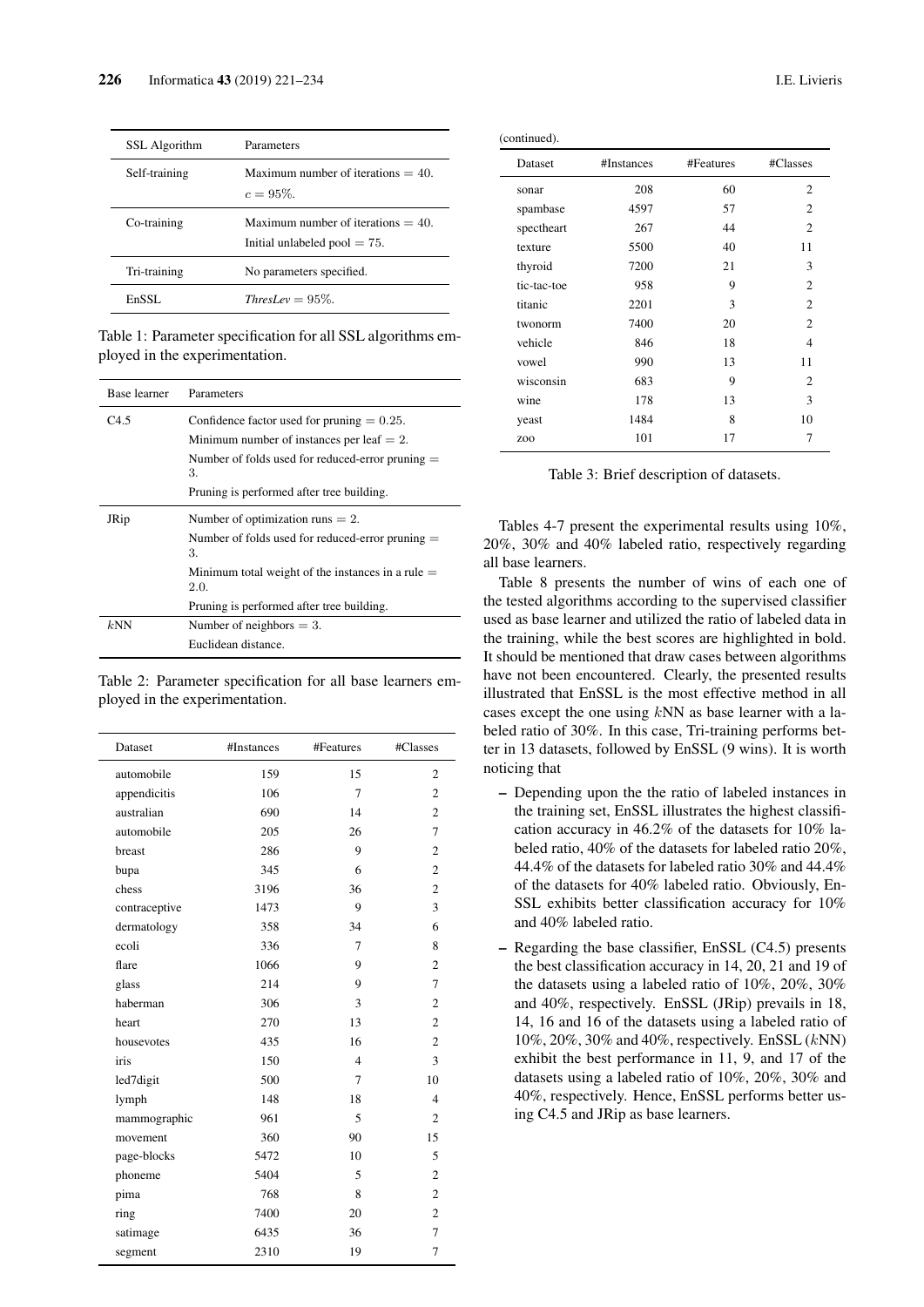| SSL Algorithm | Parameters |
|---|---|
| Self-training | Maximum number of iterations $= 40$. $c = 95\%$. |
| Co-training | Maximum number of iterations $= 40$. Initial unlabeled pool $= 75$. |
| Tri-training | No parameters specified. |
| EnSSL | *ThresLev* $= 95\%$. |

Table 1: Parameter specification for all SSL algorithms employed in the experimentation.

| Base learner | Parameters |
|---|---|
| C4.5 | Confidence factor used for pruning $= 0.25$. Minimum number of instances per leaf $= 2$. Number of folds used for reduced-error pruning $= 3$. Pruning is performed after tree building. |
| JRip | Number of optimization runs $= 2$. Number of folds used for reduced-error pruning $= 3$. Minimum total weight of the instances in a rule $= 2.0$. Pruning is performed after tree building. |
| $k$NN | Number of neighbors $= 3$. Euclidean distance. |

Table 2: Parameter specification for all base learners employed in the experimentation.

| Dataset | #Instances | #Features | #Classes |
|---|---|---|---|
| automobile | 159 | 15 | 2 |
| appendicitis | 106 | 7 | 2 |
| australian | 690 | 14 | 2 |
| automobile | 205 | 26 | 7 |
| breast | 286 | 9 | 2 |
| bupa | 345 | 6 | 2 |
| chess | 3196 | 36 | 2 |
| contraceptive | 1473 | 9 | 3 |
| dermatology | 358 | 34 | 6 |
| ecoli | 336 | 7 | 8 |
| flare | 1066 | 9 | 2 |
| glass | 214 | 9 | 7 |
| haberman | 306 | 3 | 2 |
| heart | 270 | 13 | 2 |
| housevotes | 435 | 16 | 2 |
| iris | 150 | 4 | 3 |
| led7digit | 500 | 7 | 10 |
| lymph | 148 | 18 | 4 |
| mammographic | 961 | 5 | 2 |
| movement | 360 | 90 | 15 |
| page-blocks | 5472 | 10 | 5 |
| phoneme | 5404 | 5 | 2 |
| pima | 768 | 8 | 2 |
| ring | 7400 | 20 | 2 |
| satimage | 6435 | 36 | 7 |
| segment | 2310 | 19 | 7 |
| sonar | 208 | 60 | 2 |
| spambase | 4597 | 57 | 2 |
| spectheart | 267 | 44 | 2 |
| texture | 5500 | 40 | 11 |
| thyroid | 7200 | 21 | 3 |
| tic-tac-toe | 958 | 9 | 2 |
| titanic | 2201 | 3 | 2 |
| twonorm | 7400 | 20 | 2 |
| vehicle | 846 | 18 | 4 |
| vowel | 990 | 13 | 11 |
| wisconsin | 683 | 9 | 2 |
| wine | 178 | 13 | 3 |
| yeast | 1484 | 8 | 10 |
| zoo | 101 | 17 | 7 |

Table 3: Brief description of datasets.

Tables 4-7 present the experimental results using 10%, 20%, 30% and 40% labeled ratio, respectively regarding all base learners.

Table 8 presents the number of wins of each one of the tested algorithms according to the supervised classifier used as base learner and utilized the ratio of labeled data in the training, while the best scores are highlighted in bold. It should be mentioned that draw cases between algorithms have not been encountered. Clearly, the presented results illustrated that EnSSL is the most effective method in all cases except the one using $k$NN as base learner with a labeled ratio of 30%. In this case, Tri-training performs better in 13 datasets, followed by EnSSL (9 wins). It is worth noticing that

- Depending upon the the ratio of labeled instances in the training set, EnSSL illustrates the highest classification accuracy in 46.2% of the datasets for 10% labeled ratio, 40% of the datasets for labeled ratio 20%, 44.4% of the datasets for labeled ratio 30% and 44.4% of the datasets for 40% labeled ratio. Obviously, EnSSL exhibits better classification accuracy for 10% and 40% labeled ratio.
- Regarding the base classifier, EnSSL (C4.5) presents the best classification accuracy in 14, 20, 21 and 19 of the datasets using a labeled ratio of 10%, 20%, 30% and 40%, respectively. EnSSL (JRip) prevails in 18, 14, 16 and 16 of the datasets using a labeled ratio of 10%, 20%, 30% and 40%, respectively. EnSSL ($k$NN) exhibit the best performance in 11, 9, and 17 of the datasets using a labeled ratio of 10%, 20%, 30% and 40%, respectively. Hence, EnSSL performs better using C4.5 and JRip as base learners.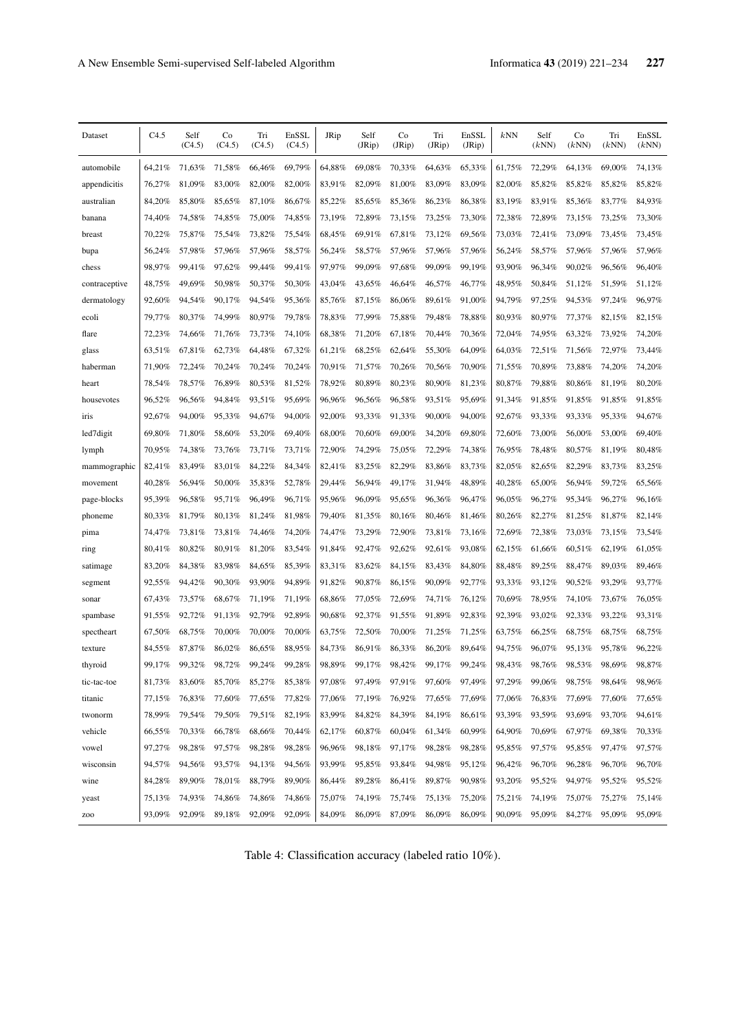| Dataset | C4.5 | Self (C4.5) | Co (C4.5) | Tri (C4.5) | EnSSL (C4.5) | JRip | Self (JRip) | Co (JRip) | Tri (JRip) | EnSSL (JRip) | *k*NN | Self (*k*NN) | Co (*k*NN) | Tri (*k*NN) | EnSSL (*k*NN) |
|---|---|---|---|---|---|---|---|---|---|---|---|---|---|---|---|
| automobile | 64,21% | 71,63% | 71,58% | 66,46% | 69,79% | 64,88% | 69,08% | 70,33% | 64,63% | 65,33% | 61,75% | 72,29% | 64,13% | 69,00% | 74,13% |
| appendicitis | 76,27% | 81,09% | 83,00% | 82,00% | 82,00% | 83,91% | 82,09% | 81,00% | 83,09% | 83,09% | 82,00% | 85,82% | 85,82% | 85,82% | 85,82% |
| australian | 84,20% | 85,80% | 85,65% | 87,10% | 86,67% | 85,22% | 85,65% | 85,36% | 86,23% | 86,38% | 83,19% | 83,91% | 85,36% | 83,77% | 84,93% |
| banana | 74,40% | 74,58% | 74,85% | 75,00% | 74,85% | 73,19% | 72,89% | 73,15% | 73,25% | 73,30% | 72,38% | 72,89% | 73,15% | 73,25% | 73,30% |
| breast | 70,22% | 75,87% | 75,54% | 73,82% | 75,54% | 68,45% | 69,91% | 67,81% | 73,12% | 69,56% | 73,03% | 72,41% | 73,09% | 73,45% | 73,45% |
| bupa | 56,24% | 57,98% | 57,96% | 57,96% | 58,57% | 56,24% | 58,57% | 57,96% | 57,96% | 57,96% | 56,24% | 58,57% | 57,96% | 57,96% | 57,96% |
| chess | 98,97% | 99,41% | 97,62% | 99,44% | 99,41% | 97,97% | 99,09% | 97,68% | 99,09% | 99,19% | 93,90% | 96,34% | 90,02% | 96,56% | 96,40% |
| contraceptive | 48,75% | 49,69% | 50,98% | 50,37% | 50,30% | 43,04% | 43,65% | 46,64% | 46,57% | 46,77% | 48,95% | 50,84% | 51,12% | 51,59% | 51,12% |
| dermatology | 92,60% | 94,54% | 90,17% | 94,54% | 95,36% | 85,76% | 87,15% | 86,06% | 89,61% | 91,00% | 94,79% | 97,25% | 94,53% | 97,24% | 96,97% |
| ecoli | 79,77% | 80,37% | 74,99% | 80,97% | 79,78% | 78,83% | 77,99% | 75,88% | 79,48% | 78,88% | 80,93% | 80,97% | 77,37% | 82,15% | 82,15% |
| flare | 72,23% | 74,66% | 71,76% | 73,73% | 74,10% | 68,38% | 71,20% | 67,18% | 70,44% | 70,36% | 72,04% | 74,95% | 63,32% | 73,92% | 74,20% |
| glass | 63,51% | 67,81% | 62,73% | 64,48% | 67,32% | 61,21% | 68,25% | 62,64% | 55,30% | 64,09% | 64,03% | 72,51% | 71,56% | 72,97% | 73,44% |
| haberman | 71,90% | 72,24% | 70,24% | 70,24% | 70,24% | 70,91% | 71,57% | 70,26% | 70,56% | 70,90% | 71,55% | 70,89% | 73,88% | 74,20% | 74,20% |
| heart | 78,54% | 78,57% | 76,89% | 80,53% | 81,52% | 78,92% | 80,89% | 80,23% | 80,90% | 81,23% | 80,87% | 79,88% | 80,86% | 81,19% | 80,20% |
| housevotes | 96,52% | 96,56% | 94,84% | 93,51% | 95,69% | 96,96% | 96,56% | 96,58% | 93,51% | 95,69% | 91,34% | 91,85% | 91,85% | 91,85% | 91,85% |
| iris | 92,67% | 94,00% | 95,33% | 94,67% | 94,00% | 92,00% | 93,33% | 91,33% | 90,00% | 94,00% | 92,67% | 93,33% | 93,33% | 95,33% | 94,67% |
| led7digit | 69,80% | 71,80% | 58,60% | 53,20% | 69,40% | 68,00% | 70,60% | 69,00% | 34,20% | 69,80% | 72,60% | 73,00% | 56,00% | 53,00% | 69,40% |
| lymph | 70,95% | 74,38% | 73,76% | 73,71% | 73,71% | 72,90% | 74,29% | 75,05% | 72,29% | 74,38% | 76,95% | 78,48% | 80,57% | 81,19% | 80,48% |
| mammographic | 82,41% | 83,49% | 83,01% | 84,22% | 84,34% | 82,41% | 83,25% | 82,29% | 83,86% | 83,73% | 82,05% | 82,65% | 82,29% | 83,73% | 83,25% |
| movement | 40,28% | 56,94% | 50,00% | 35,83% | 52,78% | 29,44% | 56,94% | 49,17% | 31,94% | 48,89% | 40,28% | 65,00% | 56,94% | 59,72% | 65,56% |
| page-blocks | 95,39% | 96,58% | 95,71% | 96,49% | 96,71% | 95,96% | 96,09% | 95,65% | 96,36% | 96,47% | 96,05% | 96,27% | 95,34% | 96,27% | 96,16% |
| phoneme | 80,33% | 81,79% | 80,13% | 81,24% | 81,98% | 79,40% | 81,35% | 80,16% | 80,46% | 81,46% | 80,26% | 82,27% | 81,25% | 81,87% | 82,14% |
| pima | 74,47% | 73,81% | 73,81% | 74,46% | 74,20% | 74,47% | 73,29% | 72,90% | 73,81% | 73,16% | 72,69% | 72,38% | 73,03% | 73,15% | 73,54% |
| ring | 80,41% | 80,82% | 80,91% | 81,20% | 83,54% | 91,84% | 92,47% | 92,62% | 92,61% | 93,08% | 62,15% | 61,66% | 60,51% | 62,19% | 61,05% |
| satimage | 83,20% | 84,38% | 83,98% | 84,65% | 85,39% | 83,31% | 83,62% | 84,15% | 83,43% | 84,80% | 88,48% | 89,25% | 88,47% | 89,03% | 89,46% |
| segment | 92,55% | 94,42% | 90,30% | 93,90% | 94,89% | 91,82% | 90,87% | 86,15% | 90,09% | 92,77% | 93,33% | 93,12% | 90,52% | 93,29% | 93,77% |
| sonar | 67,43% | 73,57% | 68,67% | 71,19% | 71,19% | 68,86% | 77,05% | 72,69% | 74,71% | 76,12% | 70,69% | 78,95% | 74,10% | 73,67% | 76,05% |
| spambase | 91,55% | 92,72% | 91,13% | 92,79% | 92,89% | 90,68% | 92,37% | 91,55% | 91,89% | 92,83% | 92,39% | 93,02% | 92,33% | 93,22% | 93,31% |
| spectheart | 67,50% | 68,75% | 70,00% | 70,00% | 70,00% | 63,75% | 72,50% | 70,00% | 71,25% | 71,25% | 63,75% | 66,25% | 68,75% | 68,75% | 68,75% |
| texture | 84,55% | 87,87% | 86,02% | 86,65% | 88,95% | 84,73% | 86,91% | 86,33% | 86,20% | 89,64% | 94,75% | 96,07% | 95,13% | 95,78% | 96,22% |
| thyroid | 99,17% | 99,32% | 98,72% | 99,24% | 99,28% | 98,89% | 99,17% | 98,42% | 99,17% | 99,24% | 98,43% | 98,76% | 98,53% | 98,69% | 98,87% |
| tic-tac-toe | 81,73% | 83,60% | 85,70% | 85,27% | 85,38% | 97,08% | 97,49% | 97,91% | 97,60% | 97,49% | 97,29% | 99,06% | 98,75% | 98,64% | 98,96% |
| titanic | 77,15% | 76,83% | 77,60% | 77,65% | 77,82% | 77,06% | 77,19% | 76,92% | 77,65% | 77,69% | 77,06% | 76,83% | 77,69% | 77,60% | 77,65% |
| twonorm | 78,99% | 79,54% | 79,50% | 79,51% | 82,19% | 83,99% | 84,82% | 84,39% | 84,19% | 86,61% | 93,39% | 93,59% | 93,69% | 93,70% | 94,61% |
| vehicle | 66,55% | 70,33% | 66,78% | 68,66% | 70,44% | 62,17% | 60,87% | 60,04% | 61,34% | 60,99% | 64,90% | 70,69% | 67,97% | 69,38% | 70,33% |
| vowel | 97,27% | 98,28% | 97,57% | 98,28% | 98,28% | 96,96% | 98,18% | 97,17% | 98,28% | 98,28% | 95,85% | 97,57% | 95,85% | 97,47% | 97,57% |
| wisconsin | 94,57% | 94,56% | 93,57% | 94,13% | 94,56% | 93,99% | 95,85% | 93,84% | 94,98% | 95,12% | 96,42% | 96,70% | 96,28% | 96,70% | 96,70% |
| wine | 84,28% | 89,90% | 78,01% | 88,79% | 89,90% | 86,44% | 89,28% | 86,41% | 89,87% | 90,98% | 93,20% | 95,52% | 94,97% | 95,52% | 95,52% |
| yeast | 75,13% | 74,93% | 74,86% | 74,86% | 74,86% | 75,07% | 74,19% | 75,74% | 75,13% | 75,20% | 75,21% | 74,19% | 75,07% | 75,27% | 75,14% |
| zoo | 93,09% | 92,09% | 89,18% | 92,09% | 92,09% | 84,09% | 86,09% | 87,09% | 86,09% | 86,09% | 90,09% | 95,09% | 84,27% | 95,09% | 95,09% |

Table 4: Classification accuracy (labeled ratio 10%).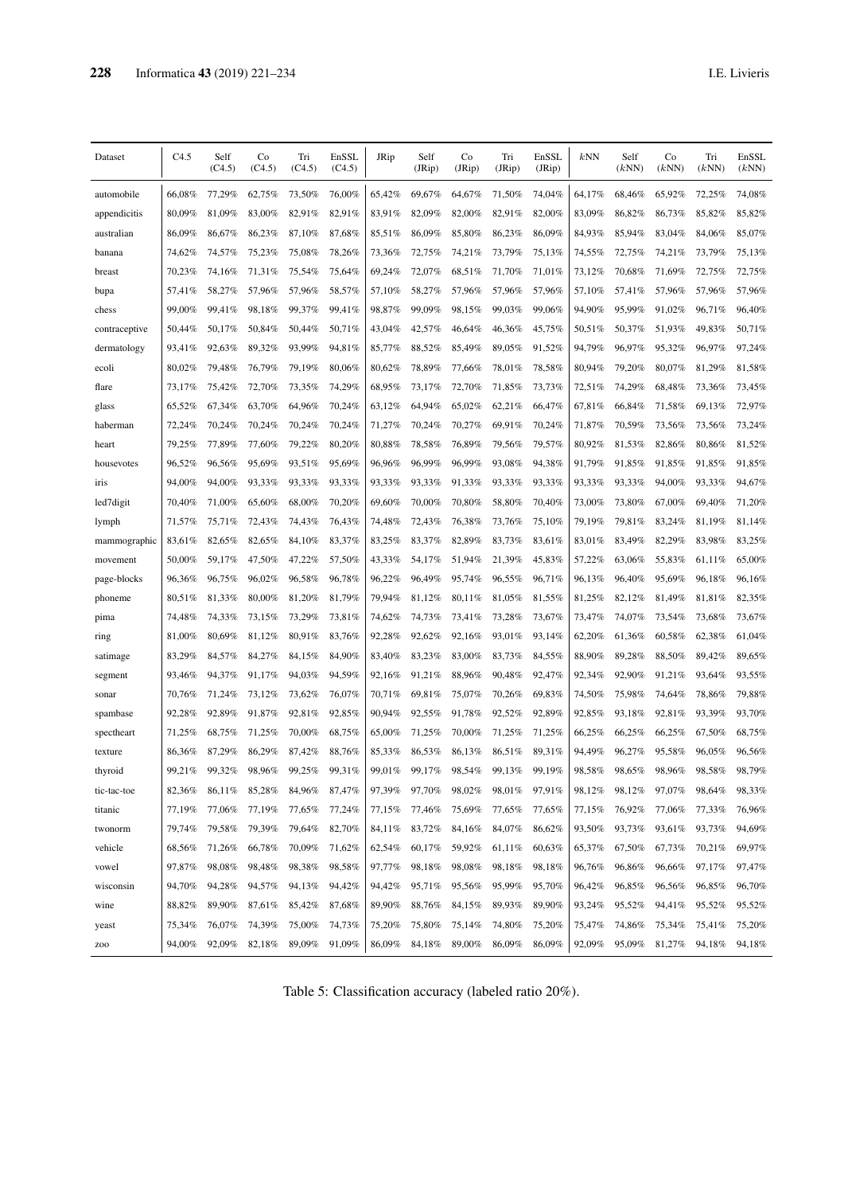| Dataset | C4.5 | Self (C4.5) | Co (C4.5) | Tri (C4.5) | EnSSL (C4.5) | JRip | Self (JRip) | Co (JRip) | Tri (JRip) | EnSSL (JRip) | kNN | Self (kNN) | Co (kNN) | Tri (kNN) | EnSSL (kNN) |
|---|---|---|---|---|---|---|---|---|---|---|---|---|---|---|---|
| automobile | 66,08% | 77,29% | 62,75% | 73,50% | 76,00% | 65,42% | 69,67% | 64,67% | 71,50% | 74,04% | 64,17% | 68,46% | 65,92% | 72,25% | 74,08% |
| appendicitis | 80,09% | 81,09% | 83,00% | 82,91% | 82,91% | 83,91% | 82,09% | 82,00% | 82,91% | 82,00% | 83,09% | 86,82% | 86,73% | 85,82% | 85,82% |
| australian | 86,09% | 86,67% | 86,23% | 87,10% | 87,68% | 85,51% | 86,09% | 85,80% | 86,23% | 86,09% | 84,93% | 85,94% | 83,04% | 84,06% | 85,07% |
| banana | 74,62% | 74,57% | 75,23% | 75,08% | 78,26% | 73,36% | 72,75% | 74,21% | 73,79% | 75,13% | 74,55% | 72,75% | 74,21% | 73,79% | 75,13% |
| breast | 70,23% | 74,16% | 71,31% | 75,54% | 75,64% | 69,24% | 72,07% | 68,51% | 71,70% | 71,01% | 73,12% | 70,68% | 71,69% | 72,75% | 72,75% |
| bupa | 57,41% | 58,27% | 57,96% | 57,96% | 58,57% | 57,10% | 58,27% | 57,96% | 57,96% | 57,96% | 57,10% | 57,41% | 57,96% | 57,96% | 57,96% |
| chess | 99,00% | 99,41% | 98,18% | 99,37% | 99,41% | 98,87% | 99,09% | 98,15% | 99,03% | 99,06% | 94,90% | 95,99% | 91,02% | 96,71% | 96,40% |
| contraceptive | 50,44% | 50,17% | 50,84% | 50,44% | 50,71% | 43,04% | 42,57% | 46,64% | 46,36% | 45,75% | 50,51% | 50,37% | 51,93% | 49,83% | 50,71% |
| dermatology | 93,41% | 92,63% | 89,32% | 93,99% | 94,81% | 85,77% | 88,52% | 85,49% | 89,05% | 91,52% | 94,79% | 96,97% | 95,32% | 96,97% | 97,24% |
| ecoli | 80,02% | 79,48% | 76,79% | 79,19% | 80,06% | 80,62% | 78,89% | 77,66% | 78,01% | 78,58% | 80,94% | 79,20% | 80,07% | 81,29% | 81,58% |
| flare | 73,17% | 75,42% | 72,70% | 73,35% | 74,29% | 68,95% | 73,17% | 72,70% | 71,85% | 73,73% | 72,51% | 74,29% | 68,48% | 73,36% | 73,45% |
| glass | 65,52% | 67,34% | 63,70% | 64,96% | 70,24% | 63,12% | 64,94% | 65,02% | 62,21% | 66,47% | 67,81% | 66,84% | 71,58% | 69,13% | 72,97% |
| haberman | 72,24% | 70,24% | 70,24% | 70,24% | 70,24% | 71,27% | 70,24% | 70,27% | 69,91% | 70,24% | 71,87% | 70,59% | 73,56% | 73,56% | 73,24% |
| heart | 79,25% | 77,89% | 77,60% | 79,22% | 80,20% | 80,88% | 78,58% | 76,89% | 79,56% | 79,57% | 80,92% | 81,53% | 82,86% | 80,86% | 81,52% |
| housevotes | 96,52% | 96,56% | 95,69% | 93,51% | 95,69% | 96,96% | 96,99% | 96,99% | 93,08% | 94,38% | 91,79% | 91,85% | 91,85% | 91,85% | 91,85% |
| iris | 94,00% | 94,00% | 93,33% | 93,33% | 93,33% | 93,33% | 93,33% | 91,33% | 93,33% | 93,33% | 93,33% | 93,33% | 94,00% | 93,33% | 94,67% |
| led7digit | 70,40% | 71,00% | 65,60% | 68,00% | 70,20% | 69,60% | 70,00% | 70,80% | 58,80% | 70,40% | 73,00% | 73,80% | 67,00% | 69,40% | 71,20% |
| lymph | 71,57% | 75,71% | 72,43% | 74,43% | 76,43% | 74,48% | 72,43% | 76,38% | 73,76% | 75,10% | 79,19% | 79,81% | 83,24% | 81,19% | 81,14% |
| mammographic | 83,61% | 82,65% | 82,65% | 84,10% | 83,37% | 83,25% | 83,37% | 82,89% | 83,73% | 83,61% | 83,01% | 83,49% | 82,29% | 83,98% | 83,25% |
| movement | 50,00% | 59,17% | 47,50% | 47,22% | 57,50% | 43,33% | 54,17% | 51,94% | 21,39% | 45,83% | 57,22% | 63,06% | 55,83% | 61,11% | 65,00% |
| page-blocks | 96,36% | 96,75% | 96,02% | 96,58% | 96,78% | 96,22% | 96,49% | 95,74% | 96,55% | 96,71% | 96,13% | 96,40% | 95,69% | 96,18% | 96,16% |
| phoneme | 80,51% | 81,33% | 80,00% | 81,20% | 81,79% | 79,94% | 81,12% | 80,11% | 81,05% | 81,55% | 81,25% | 82,12% | 81,49% | 81,81% | 82,35% |
| pima | 74,48% | 74,33% | 73,15% | 73,29% | 73,81% | 74,62% | 74,73% | 73,41% | 73,28% | 73,67% | 73,47% | 74,07% | 73,54% | 73,68% | 73,67% |
| ring | 81,00% | 80,69% | 81,12% | 80,91% | 83,76% | 92,28% | 92,62% | 92,16% | 93,01% | 93,14% | 62,20% | 61,36% | 60,58% | 62,38% | 61,04% |
| satimage | 83,29% | 84,57% | 84,27% | 84,15% | 84,90% | 83,40% | 83,23% | 83,00% | 83,73% | 84,55% | 88,90% | 89,28% | 88,50% | 89,42% | 89,65% |
| segment | 93,46% | 94,37% | 91,17% | 94,03% | 94,59% | 92,16% | 91,21% | 88,96% | 90,48% | 92,47% | 92,34% | 92,90% | 91,21% | 93,64% | 93,55% |
| sonar | 70,76% | 71,24% | 73,12% | 73,62% | 76,07% | 70,71% | 69,81% | 75,07% | 70,26% | 69,83% | 74,50% | 75,98% | 74,64% | 78,86% | 79,88% |
| spambase | 92,28% | 92,89% | 91,87% | 92,81% | 92,85% | 90,94% | 92,55% | 91,78% | 92,52% | 92,89% | 92,85% | 93,18% | 92,81% | 93,39% | 93,70% |
| spectheart | 71,25% | 68,75% | 71,25% | 70,00% | 68,75% | 65,00% | 71,25% | 70,00% | 71,25% | 71,25% | 66,25% | 66,25% | 66,25% | 67,50% | 68,75% |
| texture | 86,36% | 87,29% | 86,29% | 87,42% | 88,76% | 85,33% | 86,53% | 86,13% | 86,51% | 89,31% | 94,49% | 96,27% | 95,58% | 96,05% | 96,56% |
| thyroid | 99,21% | 99,32% | 98,96% | 99,25% | 99,31% | 99,01% | 99,17% | 98,54% | 99,13% | 99,19% | 98,58% | 98,65% | 98,96% | 98,58% | 98,79% |
| tic-tac-toe | 82,36% | 86,11% | 85,28% | 84,96% | 87,47% | 97,39% | 97,70% | 98,02% | 98,01% | 97,91% | 98,12% | 98,12% | 97,07% | 98,64% | 98,33% |
| titanic | 77,19% | 77,06% | 77,19% | 77,65% | 77,24% | 77,15% | 77,46% | 75,69% | 77,65% | 77,65% | 77,15% | 76,92% | 77,06% | 77,33% | 76,96% |
| twonorm | 79,74% | 79,58% | 79,39% | 79,64% | 82,70% | 84,11% | 83,72% | 84,16% | 84,07% | 86,62% | 93,50% | 93,73% | 93,61% | 93,73% | 94,69% |
| vehicle | 68,56% | 71,26% | 66,78% | 70,09% | 71,62% | 62,54% | 60,17% | 59,92% | 61,11% | 60,63% | 65,37% | 67,50% | 67,73% | 70,21% | 69,97% |
| vowel | 97,87% | 98,08% | 98,48% | 98,38% | 98,58% | 97,77% | 98,18% | 98,08% | 98,18% | 98,18% | 96,76% | 96,86% | 96,66% | 97,17% | 97,47% |
| wisconsin | 94,70% | 94,28% | 94,57% | 94,13% | 94,42% | 94,42% | 95,71% | 95,56% | 95,99% | 95,70% | 96,42% | 96,85% | 96,56% | 96,85% | 96,70% |
| wine | 88,82% | 89,90% | 87,61% | 85,42% | 87,68% | 89,90% | 88,76% | 84,15% | 89,93% | 89,90% | 93,24% | 95,52% | 94,41% | 95,52% | 95,52% |
| yeast | 75,34% | 76,07% | 74,39% | 75,00% | 74,73% | 75,20% | 75,80% | 75,14% | 74,80% | 75,20% | 75,47% | 74,86% | 75,34% | 75,41% | 75,20% |
| zoo | 94,00% | 92,09% | 82,18% | 89,09% | 91,09% | 86,09% | 84,18% | 89,00% | 86,09% | 86,09% | 92,09% | 95,09% | 81,27% | 94,18% | 94,18% |

Table 5: Classification accuracy (labeled ratio 20%).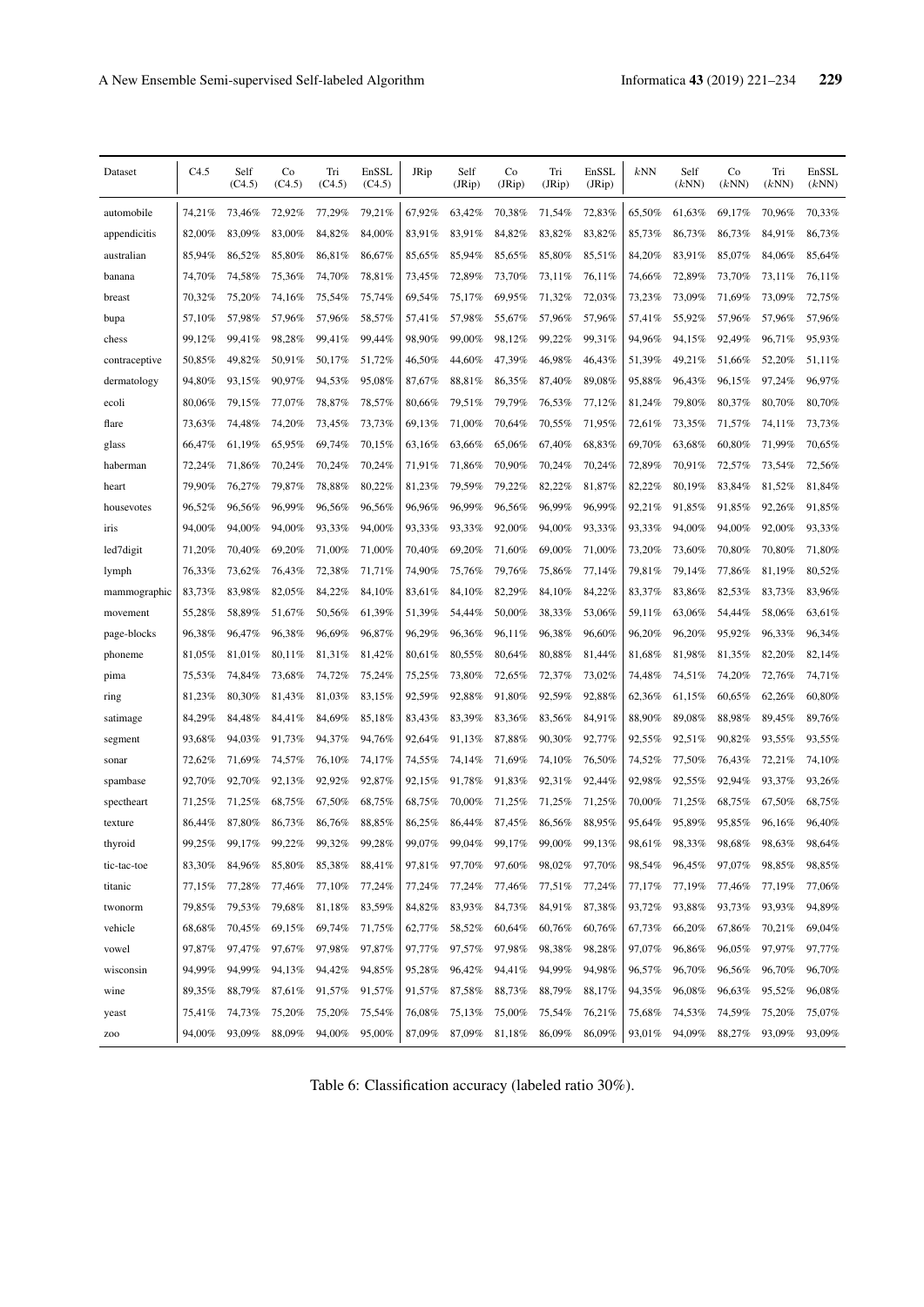| Dataset | C4.5 | Self (C4.5) | Co (C4.5) | Tri (C4.5) | EnSSL (C4.5) | JRip | Self (JRip) | Co (JRip) | Tri (JRip) | EnSSL (JRip) | *k*NN | Self (*k*NN) | Co (*k*NN) | Tri (*k*NN) | EnSSL (*k*NN) |
|---|---|---|---|---|---|---|---|---|---|---|---|---|---|---|---|
| automobile | 74,21% | 73,46% | 72,92% | 77,29% | 79,21% | 67,92% | 63,42% | 70,38% | 71,54% | 72,83% | 65,50% | 61,63% | 69,17% | 70,96% | 70,33% |
| appendicitis | 82,00% | 83,09% | 83,00% | 84,82% | 84,00% | 83,91% | 83,91% | 84,82% | 83,82% | 83,82% | 85,73% | 86,73% | 86,73% | 84,91% | 86,73% |
| australian | 85,94% | 86,52% | 85,80% | 86,81% | 86,67% | 85,65% | 85,94% | 85,65% | 85,80% | 85,51% | 84,20% | 83,91% | 85,07% | 84,06% | 85,64% |
| banana | 74,70% | 74,58% | 75,36% | 74,70% | 78,81% | 73,45% | 72,89% | 73,70% | 73,11% | 76,11% | 74,66% | 72,89% | 73,70% | 73,11% | 76,11% |
| breast | 70,32% | 75,20% | 74,16% | 75,54% | 75,74% | 69,54% | 75,17% | 69,95% | 71,32% | 72,03% | 73,23% | 73,09% | 71,69% | 73,09% | 72,75% |
| bupa | 57,10% | 57,98% | 57,96% | 57,96% | 58,57% | 57,41% | 57,98% | 55,67% | 57,96% | 57,96% | 57,41% | 55,92% | 57,96% | 57,96% | 57,96% |
| chess | 99,12% | 99,41% | 98,28% | 99,41% | 99,44% | 98,90% | 99,00% | 98,12% | 99,22% | 99,31% | 94,96% | 94,15% | 92,49% | 96,71% | 95,93% |
| contraceptive | 50,85% | 49,82% | 50,91% | 50,17% | 51,72% | 46,50% | 44,60% | 47,39% | 46,98% | 46,43% | 51,39% | 49,21% | 51,66% | 52,20% | 51,11% |
| dermatology | 94,80% | 93,15% | 90,97% | 94,53% | 95,08% | 87,67% | 88,81% | 86,35% | 87,40% | 89,08% | 95,88% | 96,43% | 96,15% | 97,24% | 96,97% |
| ecoli | 80,06% | 79,15% | 77,07% | 78,87% | 78,57% | 80,66% | 79,51% | 79,79% | 76,53% | 77,12% | 81,24% | 79,80% | 80,37% | 80,70% | 80,70% |
| flare | 73,63% | 74,48% | 74,20% | 73,45% | 73,73% | 69,13% | 71,00% | 70,64% | 70,55% | 71,95% | 72,61% | 73,35% | 71,57% | 74,11% | 73,73% |
| glass | 66,47% | 61,19% | 65,95% | 69,74% | 70,15% | 63,16% | 63,66% | 65,06% | 67,40% | 68,83% | 69,70% | 63,68% | 60,80% | 71,99% | 70,65% |
| haberman | 72,24% | 71,86% | 70,24% | 70,24% | 70,24% | 71,91% | 71,86% | 70,90% | 70,24% | 70,24% | 72,89% | 70,91% | 72,57% | 73,54% | 72,56% |
| heart | 79,90% | 76,27% | 79,87% | 78,88% | 80,22% | 81,23% | 79,59% | 79,22% | 82,22% | 81,87% | 82,22% | 80,19% | 83,84% | 81,52% | 81,84% |
| housevotes | 96,52% | 96,56% | 96,99% | 96,56% | 96,56% | 96,96% | 96,99% | 96,56% | 96,99% | 96,99% | 92,21% | 91,85% | 91,85% | 92,26% | 91,85% |
| iris | 94,00% | 94,00% | 94,00% | 93,33% | 94,00% | 93,33% | 93,33% | 92,00% | 94,00% | 93,33% | 93,33% | 94,00% | 94,00% | 92,00% | 93,33% |
| led7digit | 71,20% | 70,40% | 69,20% | 71,00% | 71,00% | 70,40% | 69,20% | 71,60% | 69,00% | 71,00% | 73,20% | 73,60% | 70,80% | 70,80% | 71,80% |
| lymph | 76,33% | 73,62% | 76,43% | 72,38% | 71,71% | 74,90% | 75,76% | 79,76% | 75,86% | 77,14% | 79,81% | 79,14% | 77,86% | 81,19% | 80,52% |
| mammographic | 83,73% | 83,98% | 82,05% | 84,22% | 84,10% | 83,61% | 84,10% | 82,29% | 84,10% | 84,22% | 83,37% | 83,86% | 82,53% | 83,73% | 83,96% |
| movement | 55,28% | 58,89% | 51,67% | 50,56% | 61,39% | 51,39% | 54,44% | 50,00% | 38,33% | 53,06% | 59,11% | 63,06% | 54,44% | 58,06% | 63,61% |
| page-blocks | 96,38% | 96,47% | 96,38% | 96,69% | 96,87% | 96,29% | 96,36% | 96,11% | 96,38% | 96,60% | 96,20% | 96,20% | 95,92% | 96,33% | 96,34% |
| phoneme | 81,05% | 81,01% | 80,11% | 81,31% | 81,42% | 80,61% | 80,55% | 80,64% | 80,88% | 81,44% | 81,68% | 81,98% | 81,35% | 82,20% | 82,14% |
| pima | 75,53% | 74,84% | 73,68% | 74,72% | 75,24% | 75,25% | 73,80% | 72,65% | 72,37% | 73,02% | 74,48% | 74,51% | 74,20% | 72,76% | 74,71% |
| ring | 81,23% | 80,30% | 81,43% | 81,03% | 83,15% | 92,59% | 92,88% | 91,80% | 92,59% | 92,88% | 62,36% | 61,15% | 60,65% | 62,26% | 60,80% |
| satimage | 84,29% | 84,48% | 84,41% | 84,69% | 85,18% | 83,43% | 83,39% | 83,36% | 83,56% | 84,91% | 88,90% | 89,08% | 88,98% | 89,45% | 89,76% |
| segment | 93,68% | 94,03% | 91,73% | 94,37% | 94,76% | 92,64% | 91,13% | 87,88% | 90,30% | 92,77% | 92,55% | 92,51% | 90,82% | 93,55% | 93,55% |
| sonar | 72,62% | 71,69% | 74,57% | 76,10% | 74,17% | 74,55% | 74,14% | 71,69% | 74,10% | 76,50% | 74,52% | 77,50% | 76,43% | 72,21% | 74,10% |
| spambase | 92,70% | 92,70% | 92,13% | 92,92% | 92,87% | 92,15% | 91,78% | 91,83% | 92,31% | 92,44% | 92,98% | 92,55% | 92,94% | 93,37% | 93,26% |
| spectheart | 71,25% | 71,25% | 68,75% | 67,50% | 68,75% | 68,75% | 70,00% | 71,25% | 71,25% | 71,25% | 70,00% | 71,25% | 68,75% | 67,50% | 68,75% |
| texture | 86,44% | 87,80% | 86,73% | 86,76% | 88,85% | 86,25% | 86,44% | 87,45% | 86,56% | 88,95% | 95,64% | 95,89% | 95,85% | 96,16% | 96,40% |
| thyroid | 99,25% | 99,17% | 99,22% | 99,32% | 99,28% | 99,07% | 99,04% | 99,17% | 99,00% | 99,13% | 98,61% | 98,33% | 98,68% | 98,63% | 98,64% |
| tic-tac-toe | 83,30% | 84,96% | 85,80% | 85,38% | 88,41% | 97,81% | 97,70% | 97,60% | 98,02% | 97,70% | 98,54% | 96,45% | 97,07% | 98,85% | 98,85% |
| titanic | 77,15% | 77,28% | 77,46% | 77,10% | 77,24% | 77,24% | 77,24% | 77,46% | 77,51% | 77,24% | 77,17% | 77,19% | 77,46% | 77,19% | 77,06% |
| twonorm | 79,85% | 79,53% | 79,68% | 81,18% | 83,59% | 84,82% | 83,93% | 84,73% | 84,91% | 87,38% | 93,72% | 93,88% | 93,73% | 93,93% | 94,89% |
| vehicle | 68,68% | 70,45% | 69,15% | 69,74% | 71,75% | 62,77% | 58,52% | 60,64% | 60,76% | 60,76% | 67,73% | 66,20% | 67,86% | 70,21% | 69,04% |
| vowel | 97,87% | 97,47% | 97,67% | 97,98% | 97,87% | 97,77% | 97,57% | 97,98% | 98,38% | 98,28% | 97,07% | 96,86% | 96,05% | 97,97% | 97,77% |
| wisconsin | 94,99% | 94,99% | 94,13% | 94,42% | 94,85% | 95,28% | 96,42% | 94,41% | 94,99% | 94,98% | 96,57% | 96,70% | 96,56% | 96,70% | 96,70% |
| wine | 89,35% | 88,79% | 87,61% | 91,57% | 91,57% | 91,57% | 87,58% | 88,73% | 88,79% | 88,17% | 94,35% | 96,08% | 96,63% | 95,52% | 96,08% |
| yeast | 75,41% | 74,73% | 75,20% | 75,20% | 75,54% | 76,08% | 75,13% | 75,00% | 75,54% | 76,21% | 75,68% | 74,53% | 74,59% | 75,20% | 75,07% |
| zoo | 94,00% | 93,09% | 88,09% | 94,00% | 95,00% | 87,09% | 87,09% | 81,18% | 86,09% | 86,09% | 93,01% | 94,09% | 88,27% | 93,09% | 93,09% |

Table 6: Classification accuracy (labeled ratio 30%).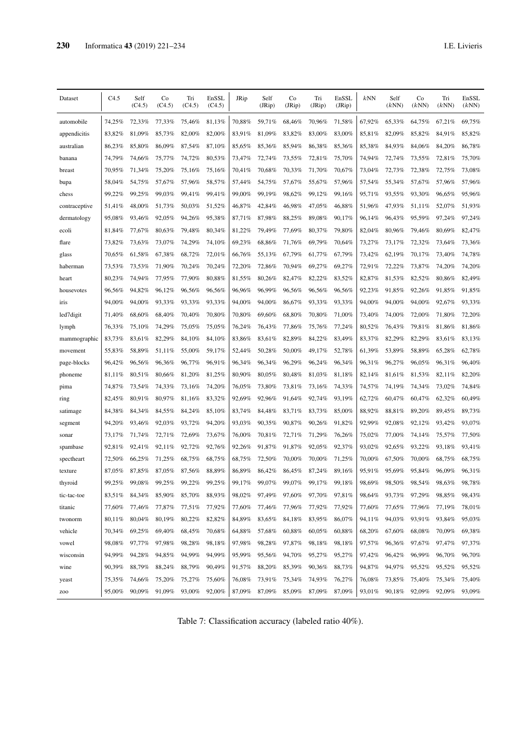| Dataset | C4.5 | Self (C4.5) | Co (C4.5) | Tri (C4.5) | EnSSL (C4.5) | JRip | Self (JRip) | Co (JRip) | Tri (JRip) | EnSSL (JRip) | *k*NN | Self (*k*NN) | Co (*k*NN) | Tri (*k*NN) | EnSSL (*k*NN) |
|---|---|---|---|---|---|---|---|---|---|---|---|---|---|---|---|
| automobile | 74,25% | 72,33% | 77,33% | 75,46% | 81,13% | 70,88% | 59,71% | 68,46% | 70,96% | 71,58% | 67,92% | 65,33% | 64,75% | 67,21% | 69,75% |
| appendicitis | 83,82% | 81,09% | 85,73% | 82,00% | 82,00% | 83,91% | 81,09% | 83,82% | 83,00% | 83,00% | 85,81% | 82,09% | 85,82% | 84,91% | 85,82% |
| australian | 86,23% | 85,80% | 86,09% | 87,54% | 87,10% | 85,65% | 85,36% | 85,94% | 86,38% | 85,36% | 85,38% | 84,93% | 84,06% | 84,20% | 86,78% |
| banana | 74,79% | 74,66% | 75,77% | 74,72% | 80,53% | 73,47% | 72,74% | 73,55% | 72,81% | 75,70% | 74,94% | 72,74% | 73,55% | 72,81% | 75,70% |
| breast | 70,95% | 71,34% | 75,20% | 75,16% | 75,16% | 70,41% | 70,68% | 70,33% | 71,70% | 70,67% | 73,04% | 72,73% | 72,38% | 72,75% | 73,08% |
| bupa | 58,04% | 54,75% | 57,67% | 57,96% | 58,57% | 57,44% | 54,75% | 57,67% | 55,67% | 57,96% | 57,54% | 55,34% | 57,67% | 57,96% | 57,96% |
| chess | 99,22% | 99,25% | 99,03% | 99,41% | 99,41% | 99,00% | 99,19% | 98,62% | 99,12% | 99,16% | 95,71% | 93,55% | 93,30% | 96,65% | 95,96% |
| contraceptive | 51,41% | 48,00% | 51,73% | 50,03% | 51,52% | 46,87% | 42,84% | 46,98% | 47,05% | 46,88% | 51,96% | 47,93% | 51,11% | 52,07% | 51,93% |
| dermatology | 95,08% | 93,46% | 92,05% | 94,26% | 95,38% | 87,71% | 87,98% | 88,25% | 89,08% | 90,17% | 96,14% | 96,43% | 95,59% | 97,24% | 97,24% |
| ecoli | 81,84% | 77,67% | 80,63% | 79,48% | 80,34% | 81,22% | 79,49% | 77,69% | 80,37% | 79,80% | 82,04% | 80,96% | 79,46% | 80,69% | 82,47% |
| flare | 73,82% | 73,63% | 73,07% | 74,29% | 74,10% | 69,23% | 68,86% | 71,76% | 69,79% | 70,64% | 73,27% | 73,17% | 72,32% | 73,64% | 73,36% |
| glass | 70,65% | 61,58% | 67,38% | 68,72% | 72,01% | 66,76% | 55,13% | 67,79% | 61,77% | 67,79% | 73,42% | 62,19% | 70,17% | 73,40% | 74,78% |
| haberman | 73,53% | 73,53% | 71,90% | 70,24% | 70,24% | 72,20% | 72,86% | 70,94% | 69,27% | 69,27% | 72,91% | 72,22% | 73,87% | 74,20% | 74,20% |
| heart | 80,23% | 74,94% | 77,95% | 77,90% | 80,88% | 81,55% | 80,26% | 82,47% | 82,22% | 83,52% | 82,87% | 81,53% | 82,52% | 80,86% | 82,49% |
| housevotes | 96,56% | 94,82% | 96,12% | 96,56% | 96,56% | 96,96% | 96,99% | 96,56% | 96,56% | 96,56% | 92,23% | 91,85% | 92,26% | 91,85% | 91,85% |
| iris | 94,00% | 94,00% | 93,33% | 93,33% | 93,33% | 94,00% | 94,00% | 86,67% | 93,33% | 93,33% | 94,00% | 94,00% | 94,00% | 92,67% | 93,33% |
| led7digit | 71,40% | 68,60% | 68,40% | 70,40% | 70,80% | 70,80% | 69,60% | 68,80% | 70,80% | 71,00% | 73,40% | 74,00% | 72,00% | 71,80% | 72,20% |
| lymph | 76,33% | 75,10% | 74,29% | 75,05% | 75,05% | 76,24% | 76,43% | 77,86% | 75,76% | 77,24% | 80,52% | 76,43% | 79,81% | 81,86% | 81,86% |
| mammographic | 83,73% | 83,61% | 82,29% | 84,10% | 84,10% | 83,86% | 83,61% | 82,89% | 84,22% | 83,49% | 83,37% | 82,29% | 82,29% | 83,61% | 83,13% |
| movement | 55,83% | 58,89% | 51,11% | 55,00% | 59,17% | 52,44% | 50,28% | 50,00% | 49,17% | 52,78% | 61,39% | 53,89% | 58,89% | 65,28% | 62,78% |
| page-blocks | 96,42% | 96,56% | 96,36% | 96,77% | 96,91% | 96,34% | 96,34% | 96,29% | 96,24% | 96,34% | 96,31% | 96,27% | 96,05% | 96,31% | 96,40% |
| phoneme | 81,11% | 80,51% | 80,66% | 81,20% | 81,25% | 80,90% | 80,05% | 80,48% | 81,03% | 81,18% | 82,14% | 81,61% | 81,53% | 82,11% | 82,20% |
| pima | 74,87% | 73,54% | 74,33% | 73,16% | 74,20% | 76,05% | 73,80% | 73,81% | 73,16% | 74,33% | 74,57% | 74,19% | 74,34% | 73,02% | 74,84% |
| ring | 82,45% | 80,91% | 80,97% | 81,16% | 83,32% | 92,69% | 92,96% | 91,64% | 92,74% | 93,19% | 62,72% | 60,47% | 60,47% | 62,32% | 60,49% |
| satimage | 84,38% | 84,34% | 84,55% | 84,24% | 85,10% | 83,74% | 84,48% | 83,71% | 83,73% | 85,00% | 88,92% | 88,81% | 89,20% | 89,45% | 89,73% |
| segment | 94,20% | 93,46% | 92,03% | 93,72% | 94,20% | 93,03% | 90,35% | 90,87% | 90,26% | 91,82% | 92,99% | 92,08% | 92,12% | 93,42% | 93,07% |
| sonar | 73,17% | 71,74% | 72,71% | 72,69% | 73,67% | 76,00% | 70,81% | 72,71% | 71,29% | 76,26% | 75,02% | 77,00% | 74,14% | 75,57% | 77,50% |
| spambase | 92,81% | 92,41% | 92,11% | 92,72% | 92,76% | 92,26% | 91,87% | 91,87% | 92,05% | 92,37% | 93,02% | 92,65% | 93,22% | 93,18% | 93,41% |
| spectheart | 72,50% | 66,25% | 71,25% | 68,75% | 68,75% | 68,75% | 72,50% | 70,00% | 70,00% | 71,25% | 70,00% | 67,50% | 70,00% | 68,75% | 68,75% |
| texture | 87,05% | 87,85% | 87,05% | 87,56% | 88,89% | 86,89% | 86,42% | 86,45% | 87,24% | 89,16% | 95,91% | 95,69% | 95,84% | 96,09% | 96,31% |
| thyroid | 99,25% | 99,08% | 99,25% | 99,22% | 99,25% | 99,17% | 99,07% | 99,07% | 99,17% | 99,18% | 98,69% | 98,50% | 98,54% | 98,63% | 98,78% |
| tic-tac-toe | 83,51% | 84,34% | 85,90% | 85,70% | 88,93% | 98,02% | 97,49% | 97,60% | 97,70% | 97,81% | 98,64% | 93,73% | 97,29% | 98,85% | 98,43% |
| titanic | 77,60% | 77,46% | 77,87% | 77,51% | 77,92% | 77,60% | 77,46% | 77,96% | 77,92% | 77,92% | 77,60% | 77,65% | 77,96% | 77,19% | 78,01% |
| twonorm | 80,11% | 80,04% | 80,19% | 80,22% | 82,82% | 84,89% | 83,65% | 84,18% | 83,95% | 86,07% | 94,11% | 94,03% | 93,91% | 93,84% | 95,03% |
| vehicle | 70,34% | 69,25% | 69,40% | 68,45% | 70,68% | 64,88% | 57,68% | 60,88% | 60,05% | 60,88% | 68,20% | 67,60% | 68,08% | 70,09% | 69,38% |
| vowel | 98,08% | 97,77% | 97,98% | 98,28% | 98,18% | 97,98% | 98,28% | 97,87% | 98,18% | 98,18% | 97,57% | 96,36% | 97,67% | 97,47% | 97,37% |
| wisconsin | 94,99% | 94,28% | 94,85% | 94,99% | 94,99% | 95,99% | 95,56% | 94,70% | 95,27% | 95,27% | 97,42% | 96,42% | 96,99% | 96,70% | 96,70% |
| wine | 90,39% | 88,79% | 88,24% | 88,79% | 90,49% | 91,57% | 88,20% | 85,39% | 90,36% | 88,73% | 94,87% | 94,97% | 95,52% | 95,52% | 95,52% |
| yeast | 75,35% | 74,66% | 75,20% | 75,27% | 75,60% | 76,08% | 73,91% | 75,34% | 74,93% | 76,27% | 76,08% | 73,85% | 75,40% | 75,34% | 75,40% |
| zoo | 95,00% | 90,09% | 91,09% | 93,00% | 92,00% | 87,09% | 87,09% | 85,09% | 87,09% | 87,09% | 93,01% | 90,18% | 92,09% | 92,09% | 93,09% |

Table 7: Classification accuracy (labeled ratio 40%).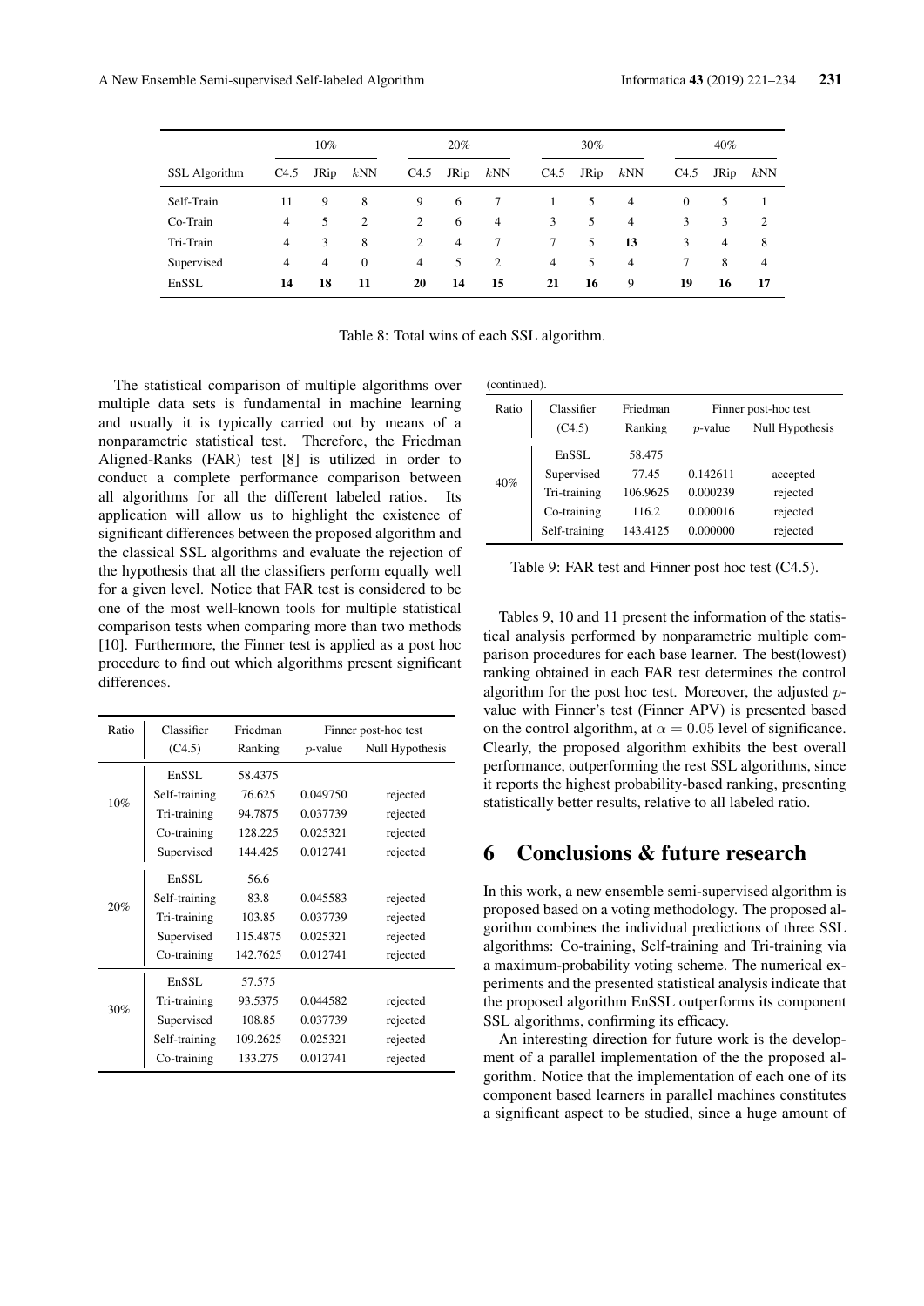| SSL Algorithm | 10% | | | 20% | | | 30% | | | 40% | | |
|---|---|---|---|---|---|---|---|---|---|---|---|---|
| | C4.5 | JRip | *k*NN | C4.5 | JRip | *k*NN | C4.5 | JRip | *k*NN | C4.5 | JRip | *k*NN |
| Self-Train | 11 | 9 | 8 | 9 | 6 | 7 | 1 | 5 | 4 | 0 | 5 | 1 |
| Co-Train | 4 | 5 | 2 | 2 | 6 | 4 | 3 | 5 | 4 | 3 | 3 | 2 |
| Tri-Train | 4 | 3 | 8 | 2 | 4 | 7 | 7 | 5 | **13** | 3 | 4 | 8 |
| Supervised | 4 | 4 | 0 | 4 | 5 | 2 | 4 | 5 | 4 | 7 | 8 | 4 |
| EnSSL | **14** | **18** | **11** | **20** | **14** | **15** | **21** | **16** | 9 | **19** | **16** | **17** |

Table 8: Total wins of each SSL algorithm.

The statistical comparison of multiple algorithms over multiple data sets is fundamental in machine learning and usually it is typically carried out by means of a nonparametric statistical test. Therefore, the Friedman Aligned-Ranks (FAR) test [8] is utilized in order to conduct a complete performance comparison between all algorithms for all the different labeled ratios. Its application will allow us to highlight the existence of significant differences between the proposed algorithm and the classical SSL algorithms and evaluate the rejection of the hypothesis that all the classifiers perform equally well for a given level. Notice that FAR test is considered to be one of the most well-known tools for multiple statistical comparison tests when comparing more than two methods [10]. Furthermore, the Finner test is applied as a post hoc procedure to find out which algorithms present significant differences.

| Ratio | Classifier (C4.5) | Friedman Ranking | Finner post-hoc test | |
|---|---|---|---|---|
| | | | $p$-value | Null Hypothesis |
| 10% | EnSSL | 58.4375 | | |
| | Self-training | 76.625 | 0.049750 | rejected |
| | Tri-training | 94.7875 | 0.037739 | rejected |
| | Co-training | 128.225 | 0.025321 | rejected |
| | Supervised | 144.425 | 0.012741 | rejected |
| 20% | EnSSL | 56.6 | | |
| | Self-training | 83.8 | 0.045583 | rejected |
| | Tri-training | 103.85 | 0.037739 | rejected |
| | Supervised | 115.4875 | 0.025321 | rejected |
| | Co-training | 142.7625 | 0.012741 | rejected |
| 30% | EnSSL | 57.575 | | |
| | Tri-training | 93.5375 | 0.044582 | rejected |
| | Supervised | 108.85 | 0.037739 | rejected |
| | Self-training | 109.2625 | 0.025321 | rejected |
| | Co-training | 133.275 | 0.012741 | rejected |
| 40% | EnSSL | 58.475 | | |
| | Supervised | 77.45 | 0.142611 | accepted |
| | Tri-training | 106.9625 | 0.000239 | rejected |
| | Co-training | 116.2 | 0.000016 | rejected |
| | Self-training | 143.4125 | 0.000000 | rejected |

Table 9: FAR test and Finner post hoc test (C4.5).

Tables 9, 10 and 11 present the information of the statistical analysis performed by nonparametric multiple comparison procedures for each base learner. The best(lowest) ranking obtained in each FAR test determines the control algorithm for the post hoc test. Moreover, the adjusted $p$-value with Finner's test (Finner APV) is presented based on the control algorithm, at $\alpha = 0.05$ level of significance. Clearly, the proposed algorithm exhibits the best overall performance, outperforming the rest SSL algorithms, since it reports the highest probability-based ranking, presenting statistically better results, relative to all labeled ratio.

## 6 Conclusions & future research

In this work, a new ensemble semi-supervised algorithm is proposed based on a voting methodology. The proposed algorithm combines the individual predictions of three SSL algorithms: Co-training, Self-training and Tri-training via a maximum-probability voting scheme. The numerical experiments and the presented statistical analysis indicate that the proposed algorithm EnSSL outperforms its component SSL algorithms, confirming its efficacy.

An interesting direction for future work is the development of a parallel implementation of the the proposed algorithm. Notice that the implementation of each one of its component based learners in parallel machines constitutes a significant aspect to be studied, since a huge amount of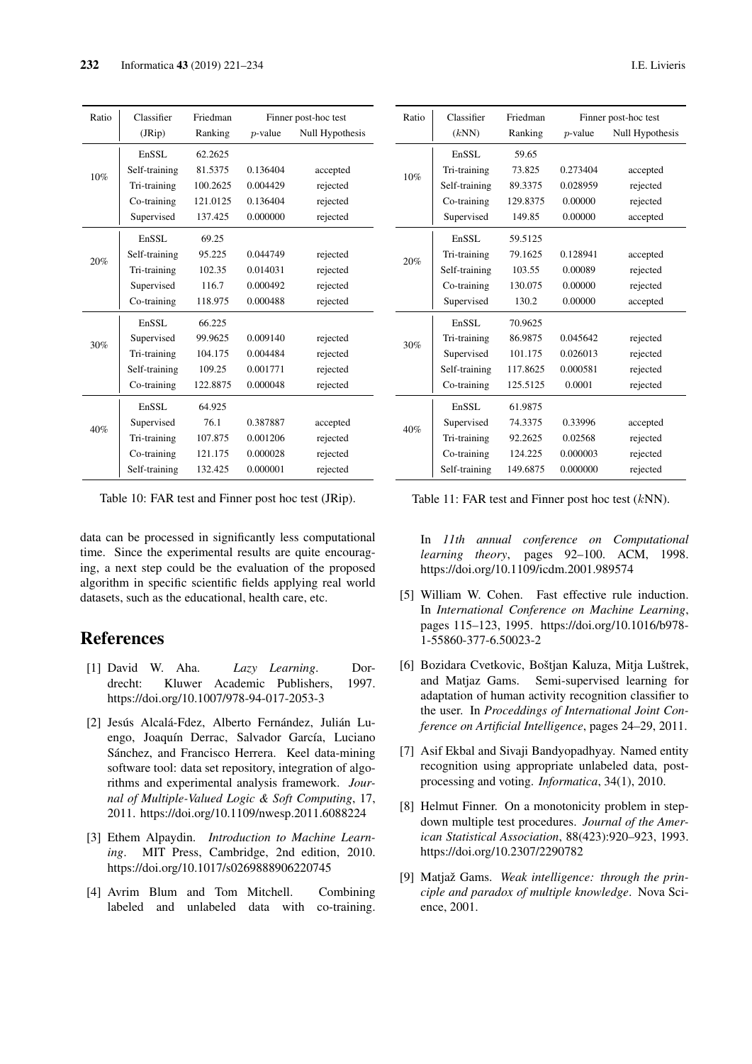| Ratio | Classifier (JRip) | Friedman Ranking | Finner post-hoc test | |
|---|---|---|---|---|
| | | | $p$-value | Null Hypothesis |
| 10% | EnSSL | 62.2625 | | |
| | Self-training | 81.5375 | 0.136404 | accepted |
| | Tri-training | 100.2625 | 0.004429 | rejected |
| | Co-training | 121.0125 | 0.136404 | rejected |
| | Supervised | 137.425 | 0.000000 | rejected |
| 20% | EnSSL | 69.25 | | |
| | Self-training | 95.225 | 0.044749 | rejected |
| | Tri-training | 102.35 | 0.014031 | rejected |
| | Supervised | 116.7 | 0.000492 | rejected |
| | Co-training | 118.975 | 0.000488 | rejected |
| 30% | EnSSL | 66.225 | | |
| | Supervised | 99.9625 | 0.009140 | rejected |
| | Tri-training | 104.175 | 0.004484 | rejected |
| | Self-training | 109.25 | 0.001771 | rejected |
| | Co-training | 122.8875 | 0.000048 | rejected |
| 40% | EnSSL | 64.925 | | |
| | Supervised | 76.1 | 0.387887 | accepted |
| | Tri-training | 107.875 | 0.001206 | rejected |
| | Co-training | 121.175 | 0.000028 | rejected |
| | Self-training | 132.425 | 0.000001 | rejected |

Table 10: FAR test and Finner post hoc test (JRip).

| Ratio | Classifier ($k$NN) | Friedman Ranking | Finner post-hoc test | |
|---|---|---|---|---|
| | | | $p$-value | Null Hypothesis |
| 10% | EnSSL | 59.65 | | |
| | Tri-training | 73.825 | 0.273404 | accepted |
| | Self-training | 89.3375 | 0.028959 | rejected |
| | Co-training | 129.8375 | 0.00000 | rejected |
| | Supervised | 149.85 | 0.00000 | accepted |
| 20% | EnSSL | 59.5125 | | |
| | Tri-training | 79.1625 | 0.128941 | accepted |
| | Self-training | 103.55 | 0.00089 | rejected |
| | Co-training | 130.075 | 0.00000 | rejected |
| | Supervised | 130.2 | 0.00000 | accepted |
| 30% | EnSSL | 70.9625 | | |
| | Tri-training | 86.9875 | 0.045642 | rejected |
| | Supervised | 101.175 | 0.026013 | rejected |
| | Self-training | 117.8625 | 0.000581 | rejected |
| | Co-training | 125.5125 | 0.0001 | rejected |
| 40% | EnSSL | 61.9875 | | |
| | Supervised | 74.3375 | 0.33996 | accepted |
| | Tri-training | 92.2625 | 0.02568 | rejected |
| | Co-training | 124.225 | 0.000003 | rejected |
| | Self-training | 149.6875 | 0.000000 | rejected |

Table 11: FAR test and Finner post hoc test ($k$NN).

data can be processed in significantly less computational time. Since the experimental results are quite encouraging, a next step could be the evaluation of the proposed algorithm in specific scientific fields applying real world datasets, such as the educational, health care, etc.

## References

[1] David W. Aha. *Lazy Learning*. Dordrecht: Kluwer Academic Publishers, 1997. https://doi.org/10.1007/978-94-017-2053-3

[2] Jesús Alcalá-Fdez, Alberto Fernández, Julián Luengo, Joaquín Derrac, Salvador García, Luciano Sánchez, and Francisco Herrera. Keel data-mining software tool: data set repository, integration of algorithms and experimental analysis framework. *Journal of Multiple-Valued Logic & Soft Computing*, 17, 2011. https://doi.org/10.1109/nwesp.2011.6088224

[3] Ethem Alpaydin. *Introduction to Machine Learning*. MIT Press, Cambridge, 2nd edition, 2010. https://doi.org/10.1017/s0269888906220745

[4] Avrim Blum and Tom Mitchell. Combining labeled and unlabeled data with co-training. In *11th annual conference on Computational learning theory*, pages 92–100. ACM, 1998. https://doi.org/10.1109/icdm.2001.989574

[5] William W. Cohen. Fast effective rule induction. In *International Conference on Machine Learning*, pages 115–123, 1995. https://doi.org/10.1016/b978-1-55860-377-6.50023-2

[6] Bozidara Cvetkovic, Boštjan Kaluza, Mitja Luštrek, and Matjaz Gams. Semi-supervised learning for adaptation of human activity recognition classifier to the user. In *Proceddings of International Joint Conference on Artificial Intelligence*, pages 24–29, 2011.

[7] Asif Ekbal and Sivaji Bandyopadhyay. Named entity recognition using appropriate unlabeled data, post-processing and voting. *Informatica*, 34(1), 2010.

[8] Helmut Finner. On a monotonicity problem in step-down multiple test procedures. *Journal of the American Statistical Association*, 88(423):920–923, 1993. https://doi.org/10.2307/2290782

[9] Matjaž Gams. *Weak intelligence: through the principle and paradox of multiple knowledge*. Nova Science, 2001.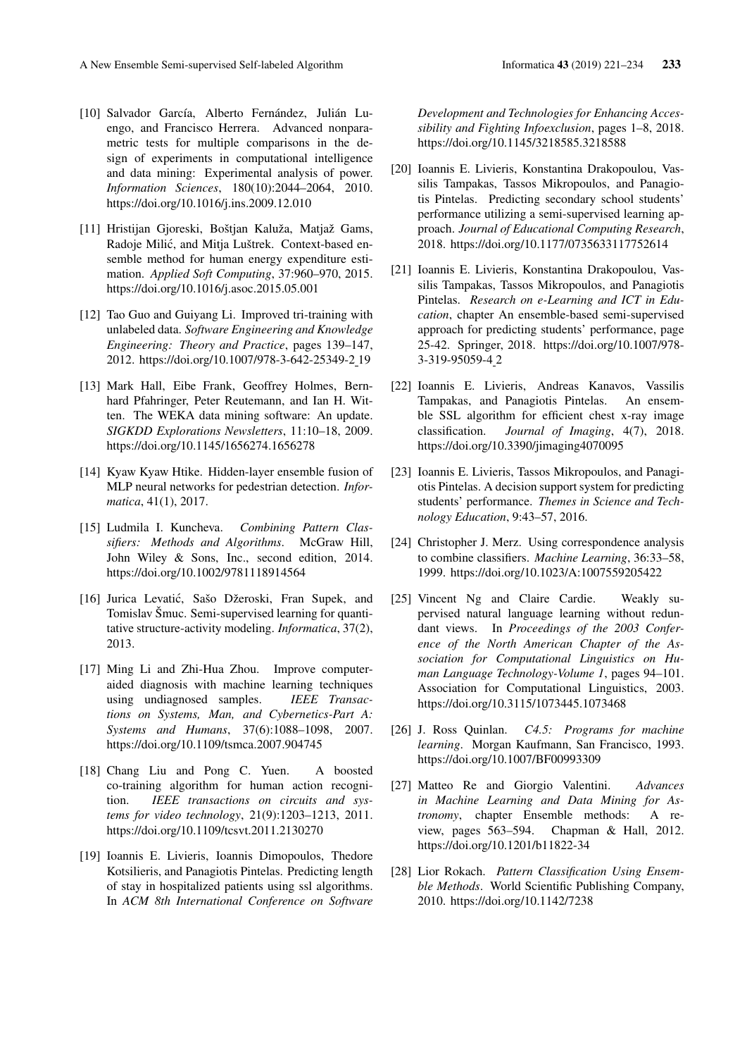[10] Salvador García, Alberto Fernández, Julián Luengo, and Francisco Herrera. Advanced nonparametric tests for multiple comparisons in the design of experiments in computational intelligence and data mining: Experimental analysis of power. *Information Sciences*, 180(10):2044–2064, 2010. https://doi.org/10.1016/j.ins.2009.12.010

[11] Hristijan Gjoreski, Boštjan Kaluža, Matjaž Gams, Radoje Milić, and Mitja Luštrek. Context-based ensemble method for human energy expenditure estimation. *Applied Soft Computing*, 37:960–970, 2015. https://doi.org/10.1016/j.asoc.2015.05.001

[12] Tao Guo and Guiyang Li. Improved tri-training with unlabeled data. *Software Engineering and Knowledge Engineering: Theory and Practice*, pages 139–147, 2012. https://doi.org/10.1007/978-3-642-25349-2_19

[13] Mark Hall, Eibe Frank, Geoffrey Holmes, Bernhard Pfahringer, Peter Reutemann, and Ian H. Witten. The WEKA data mining software: An update. *SIGKDD Explorations Newsletters*, 11:10–18, 2009. https://doi.org/10.1145/1656274.1656278

[14] Kyaw Kyaw Htike. Hidden-layer ensemble fusion of MLP neural networks for pedestrian detection. *Informatica*, 41(1), 2017.

[15] Ludmila I. Kuncheva. *Combining Pattern Classifiers: Methods and Algorithms*. McGraw Hill, John Wiley & Sons, Inc., second edition, 2014. https://doi.org/10.1002/9781118914564

[16] Jurica Levatić, Sašo Džeroski, Fran Supek, and Tomislav Šmuc. Semi-supervised learning for quantitative structure-activity modeling. *Informatica*, 37(2), 2013.

[17] Ming Li and Zhi-Hua Zhou. Improve computer-aided diagnosis with machine learning techniques using undiagnosed samples. *IEEE Transactions on Systems, Man, and Cybernetics-Part A: Systems and Humans*, 37(6):1088–1098, 2007. https://doi.org/10.1109/tsmca.2007.904745

[18] Chang Liu and Pong C. Yuen. A boosted co-training algorithm for human action recognition. *IEEE transactions on circuits and systems for video technology*, 21(9):1203–1213, 2011. https://doi.org/10.1109/tcsvt.2011.2130270

[19] Ioannis E. Livieris, Ioannis Dimopoulos, Thedore Kotsilieris, and Panagiotis Pintelas. Predicting length of stay in hospitalized patients using ssl algorithms. In *ACM 8th International Conference on Software Development and Technologies for Enhancing Accessibility and Fighting Infoexclusion*, pages 1–8, 2018. https://doi.org/10.1145/3218585.3218588

[20] Ioannis E. Livieris, Konstantina Drakopoulou, Vassilis Tampakas, Tassos Mikropoulos, and Panagiotis Pintelas. Predicting secondary school students' performance utilizing a semi-supervised learning approach. *Journal of Educational Computing Research*, 2018. https://doi.org/10.1177/0735633117752614

[21] Ioannis E. Livieris, Konstantina Drakopoulou, Vassilis Tampakas, Tassos Mikropoulos, and Panagiotis Pintelas. *Research on e-Learning and ICT in Education*, chapter An ensemble-based semi-supervised approach for predicting students' performance, page 25-42. Springer, 2018. https://doi.org/10.1007/978-3-319-95059-4_2

[22] Ioannis E. Livieris, Andreas Kanavos, Vassilis Tampakas, and Panagiotis Pintelas. An ensemble SSL algorithm for efficient chest x-ray image classification. *Journal of Imaging*, 4(7), 2018. https://doi.org/10.3390/jimaging4070095

[23] Ioannis E. Livieris, Tassos Mikropoulos, and Panagiotis Pintelas. A decision support system for predicting students' performance. *Themes in Science and Technology Education*, 9:43–57, 2016.

[24] Christopher J. Merz. Using correspondence analysis to combine classifiers. *Machine Learning*, 36:33–58, 1999. https://doi.org/10.1023/A:1007559205422

[25] Vincent Ng and Claire Cardie. Weakly supervised natural language learning without redundant views. In *Proceedings of the 2003 Conference of the North American Chapter of the Association for Computational Linguistics on Human Language Technology-Volume 1*, pages 94–101. Association for Computational Linguistics, 2003. https://doi.org/10.3115/1073445.1073468

[26] J. Ross Quinlan. *C4.5: Programs for machine learning*. Morgan Kaufmann, San Francisco, 1993. https://doi.org/10.1007/BF00993309

[27] Matteo Re and Giorgio Valentini. *Advances in Machine Learning and Data Mining for Astronomy*, chapter Ensemble methods: A review, pages 563–594. Chapman & Hall, 2012. https://doi.org/10.1201/b11822-34

[28] Lior Rokach. *Pattern Classification Using Ensemble Methods*. World Scientific Publishing Company, 2010. https://doi.org/10.1142/7238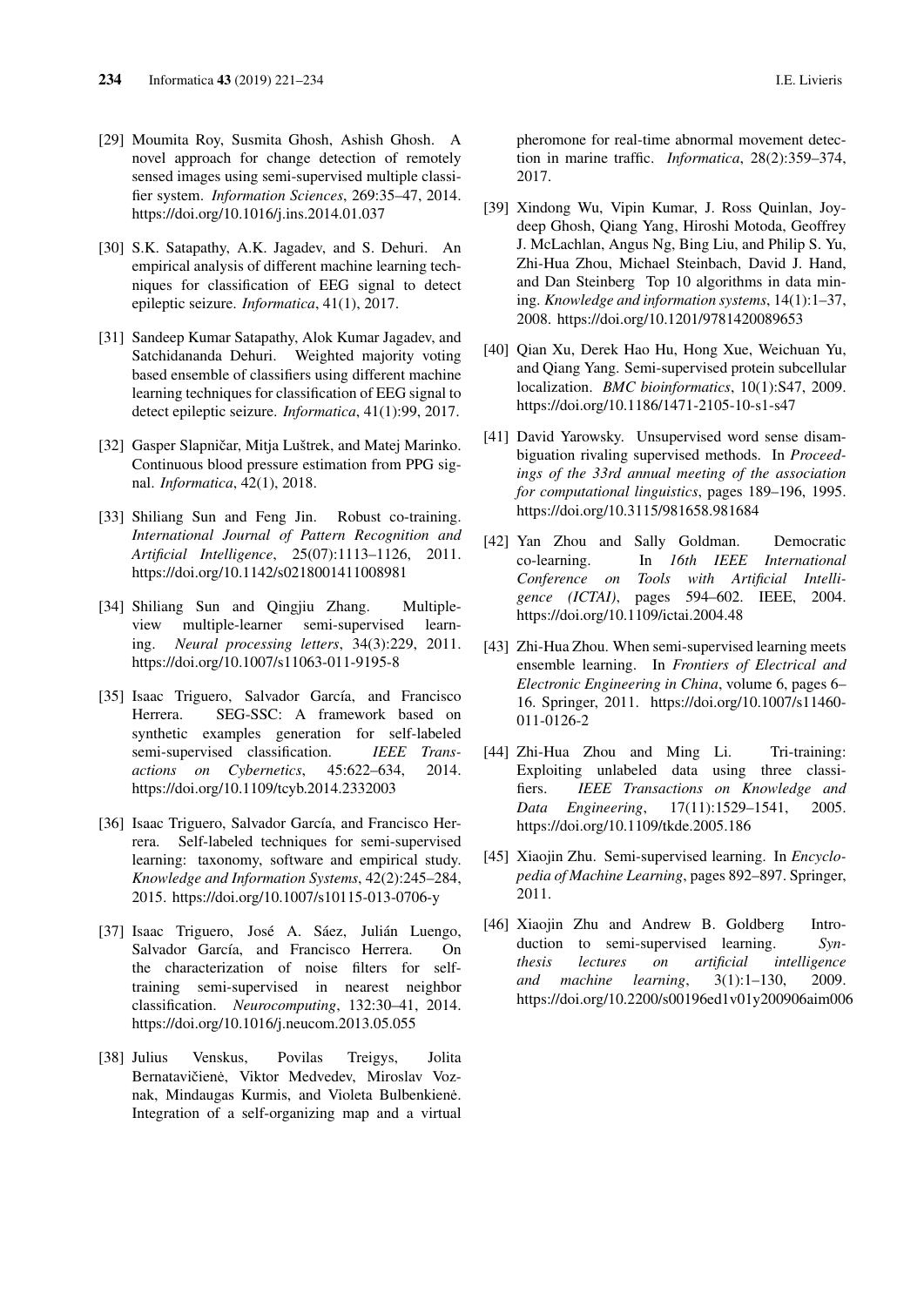[29] Moumita Roy, Susmita Ghosh, Ashish Ghosh. A novel approach for change detection of remotely sensed images using semi-supervised multiple classifier system. *Information Sciences*, 269:35–47, 2014. https://doi.org/10.1016/j.ins.2014.01.037

[30] S.K. Satapathy, A.K. Jagadev, and S. Dehuri. An empirical analysis of different machine learning techniques for classification of EEG signal to detect epileptic seizure. *Informatica*, 41(1), 2017.

[31] Sandeep Kumar Satapathy, Alok Kumar Jagadev, and Satchidananda Dehuri. Weighted majority voting based ensemble of classifiers using different machine learning techniques for classification of EEG signal to detect epileptic seizure. *Informatica*, 41(1):99, 2017.

[32] Gasper Slapničar, Mitja Luštrek, and Matej Marinko. Continuous blood pressure estimation from PPG signal. *Informatica*, 42(1), 2018.

[33] Shiliang Sun and Feng Jin. Robust co-training. *International Journal of Pattern Recognition and Artificial Intelligence*, 25(07):1113–1126, 2011. https://doi.org/10.1142/s0218001411008981

[34] Shiliang Sun and Qingjiu Zhang. Multiple-view multiple-learner semi-supervised learning. *Neural processing letters*, 34(3):229, 2011. https://doi.org/10.1007/s11063-011-9195-8

[35] Isaac Triguero, Salvador García, and Francisco Herrera. SEG-SSC: A framework based on synthetic examples generation for self-labeled semi-supervised classification. *IEEE Transactions on Cybernetics*, 45:622–634, 2014. https://doi.org/10.1109/tcyb.2014.2332003

[36] Isaac Triguero, Salvador García, and Francisco Herrera. Self-labeled techniques for semi-supervised learning: taxonomy, software and empirical study. *Knowledge and Information Systems*, 42(2):245–284, 2015. https://doi.org/10.1007/s10115-013-0706-y

[37] Isaac Triguero, José A. Sáez, Julián Luengo, Salvador García, and Francisco Herrera. On the characterization of noise filters for self-training semi-supervised in nearest neighbor classification. *Neurocomputing*, 132:30–41, 2014. https://doi.org/10.1016/j.neucom.2013.05.055

[38] Julius Venskus, Povilas Treigys, Jolita Bernatavičienė, Viktor Medvedev, Miroslav Voznak, Mindaugas Kurmis, and Violeta Bulbenkienė. Integration of a self-organizing map and a virtual pheromone for real-time abnormal movement detection in marine traffic. *Informatica*, 28(2):359–374, 2017.

[39] Xindong Wu, Vipin Kumar, J. Ross Quinlan, Joydeep Ghosh, Qiang Yang, Hiroshi Motoda, Geoffrey J. McLachlan, Angus Ng, Bing Liu, and Philip S. Yu, Zhi-Hua Zhou, Michael Steinbach, David J. Hand, and Dan Steinberg Top 10 algorithms in data mining. *Knowledge and information systems*, 14(1):1–37, 2008. https://doi.org/10.1201/9781420089653

[40] Qian Xu, Derek Hao Hu, Hong Xue, Weichuan Yu, and Qiang Yang. Semi-supervised protein subcellular localization. *BMC bioinformatics*, 10(1):S47, 2009. https://doi.org/10.1186/1471-2105-10-s1-s47

[41] David Yarowsky. Unsupervised word sense disambiguation rivaling supervised methods. In *Proceedings of the 33rd annual meeting of the association for computational linguistics*, pages 189–196, 1995. https://doi.org/10.3115/981658.981684

[42] Yan Zhou and Sally Goldman. Democratic co-learning. In *16th IEEE International Conference on Tools with Artificial Intelligence (ICTAI)*, pages 594–602. IEEE, 2004. https://doi.org/10.1109/ictai.2004.48

[43] Zhi-Hua Zhou. When semi-supervised learning meets ensemble learning. In *Frontiers of Electrical and Electronic Engineering in China*, volume 6, pages 6–16. Springer, 2011. https://doi.org/10.1007/s11460-011-0126-2

[44] Zhi-Hua Zhou and Ming Li. Tri-training: Exploiting unlabeled data using three classifiers. *IEEE Transactions on Knowledge and Data Engineering*, 17(11):1529–1541, 2005. https://doi.org/10.1109/tkde.2005.186

[45] Xiaojin Zhu. Semi-supervised learning. In *Encyclopedia of Machine Learning*, pages 892–897. Springer, 2011.

[46] Xiaojin Zhu and Andrew B. Goldberg Introduction to semi-supervised learning. *Synthesis lectures on artificial intelligence and machine learning*, 3(1):1–130, 2009. https://doi.org/10.2200/s00196ed1v01y200906aim006